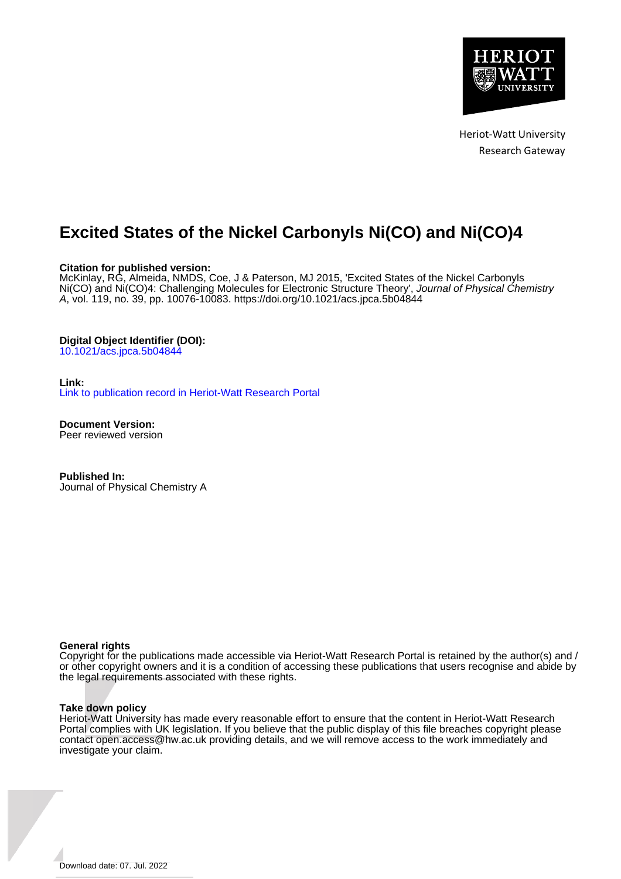Heriot-Watt University
Research Gateway

# Excited States of the Nickel Carbonyls Ni(CO) and Ni(CO)4

**Citation for published version:**
McKinlay, RG, Almeida, NMDS, Coe, J & Paterson, MJ 2015, 'Excited States of the Nickel Carbonyls Ni(CO) and Ni(CO)4: Challenging Molecules for Electronic Structure Theory', *Journal of Physical Chemistry A*, vol. 119, no. 39, pp. 10076-10083. https://doi.org/10.1021/acs.jpca.5b04844

**Digital Object Identifier (DOI):**
10.1021/acs.jpca.5b04844

**Link:**
Link to publication record in Heriot-Watt Research Portal

**Document Version:**
Peer reviewed version

**Published In:**
Journal of Physical Chemistry A

**General rights**
Copyright for the publications made accessible via Heriot-Watt Research Portal is retained by the author(s) and / or other copyright owners and it is a condition of accessing these publications that users recognise and abide by the legal requirements associated with these rights.

**Take down policy**
Heriot-Watt University has made every reasonable effort to ensure that the content in Heriot-Watt Research Portal complies with UK legislation. If you believe that the public display of this file breaches copyright please contact open.access@hw.ac.uk providing details, and we will remove access to the work immediately and investigate your claim.

Download date: 07. Jul. 2022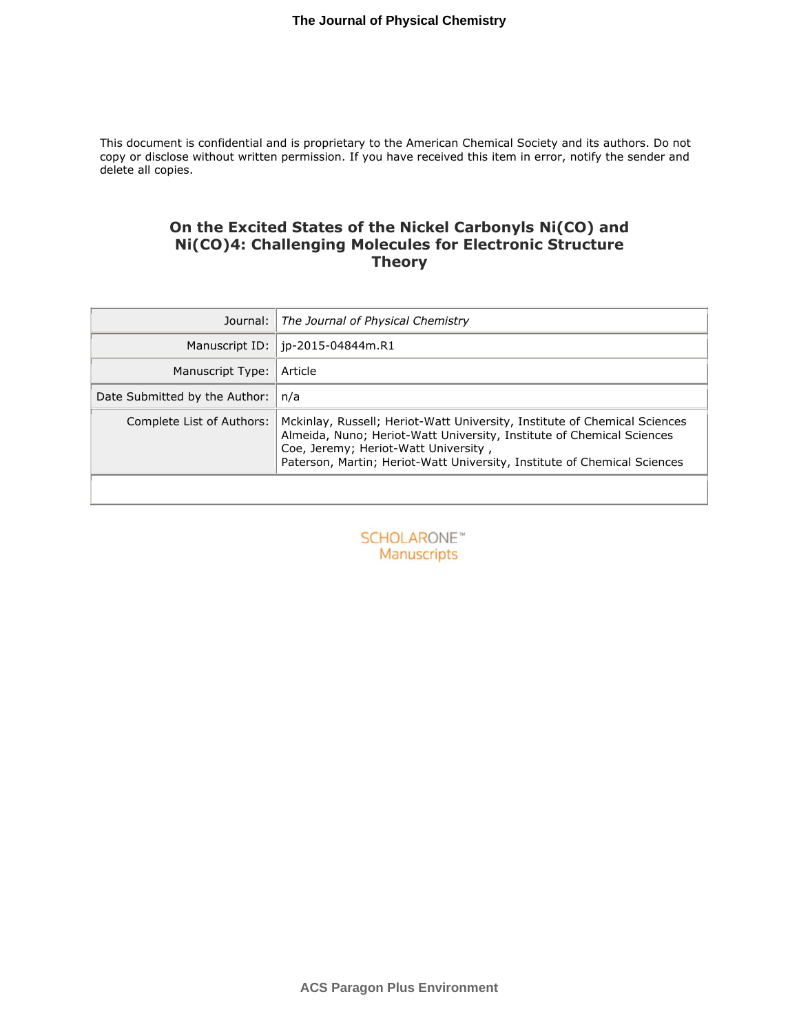This document is confidential and is proprietary to the American Chemical Society and its authors. Do not copy or disclose without written permission. If you have received this item in error, notify the sender and delete all copies.

# On the Excited States of the Nickel Carbonyls Ni(CO) and Ni(CO)4: Challenging Molecules for Electronic Structure Theory

| | |
|---|---|
| Journal: | *The Journal of Physical Chemistry* |
| Manuscript ID: | jp-2015-04844m.R1 |
| Manuscript Type: | Article |
| Date Submitted by the Author: | n/a |
| Complete List of Authors: | Mckinlay, Russell; Heriot-Watt University, Institute of Chemical Sciences<br>Almeida, Nuno; Heriot-Watt University, Institute of Chemical Sciences<br>Coe, Jeremy; Heriot-Watt University ,<br>Paterson, Martin; Heriot-Watt University, Institute of Chemical Sciences |

SCHOLARONE™ Manuscripts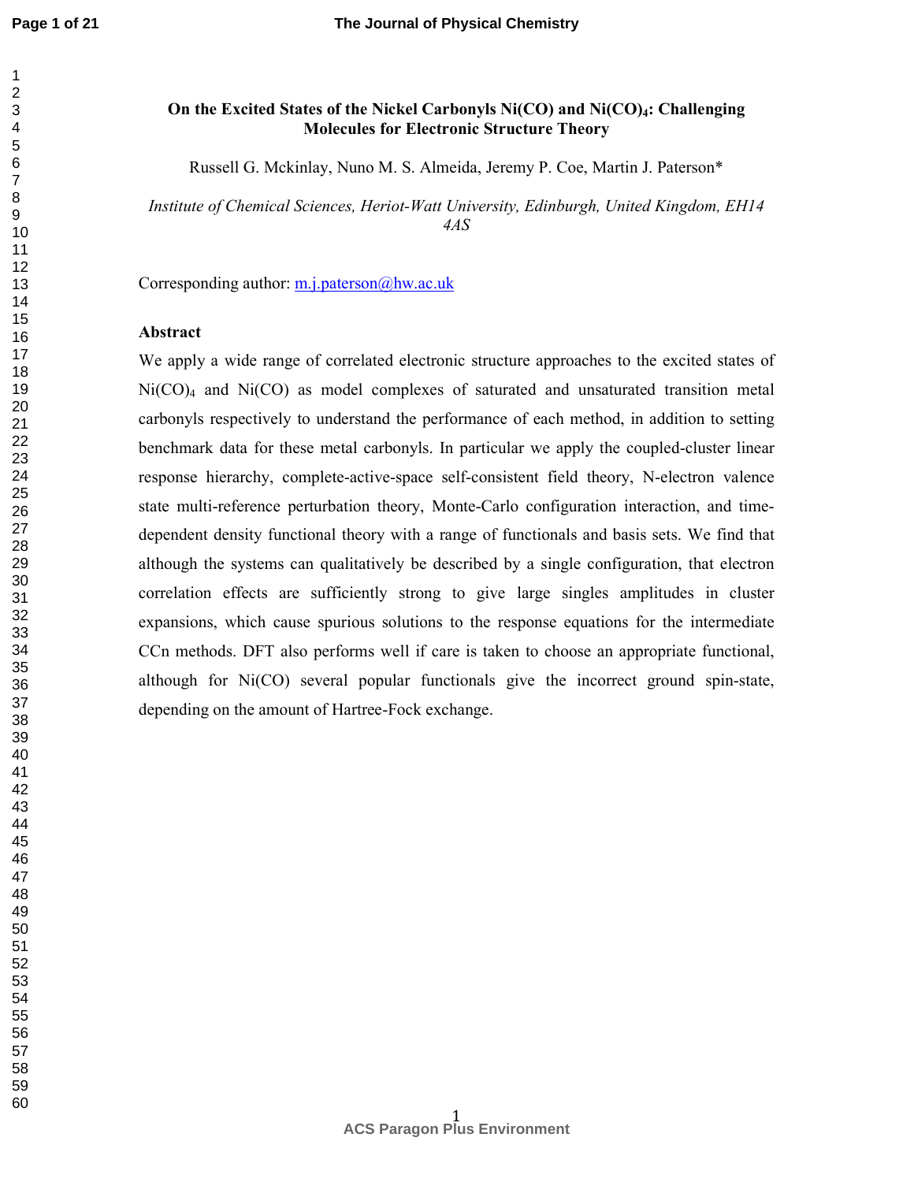# On the Excited States of the Nickel Carbonyls Ni(CO) and $Ni(CO)_4$: Challenging Molecules for Electronic Structure Theory

Russell G. Mckinlay, Nuno M. S. Almeida, Jeremy P. Coe, Martin J. Paterson*

*Institute of Chemical Sciences, Heriot-Watt University, Edinburgh, United Kingdom, EH14 4AS*

Corresponding author: m.j.paterson@hw.ac.uk

## Abstract

We apply a wide range of correlated electronic structure approaches to the excited states of $Ni(CO)_4$ and Ni(CO) as model complexes of saturated and unsaturated transition metal carbonyls respectively to understand the performance of each method, in addition to setting benchmark data for these metal carbonyls. In particular we apply the coupled-cluster linear response hierarchy, complete-active-space self-consistent field theory, N-electron valence state multi-reference perturbation theory, Monte-Carlo configuration interaction, and time-dependent density functional theory with a range of functionals and basis sets. We find that although the systems can qualitatively be described by a single configuration, that electron correlation effects are sufficiently strong to give large singles amplitudes in cluster expansions, which cause spurious solutions to the response equations for the intermediate CCn methods. DFT also performs well if care is taken to choose an appropriate functional, although for Ni(CO) several popular functionals give the incorrect ground spin-state, depending on the amount of Hartree-Fock exchange.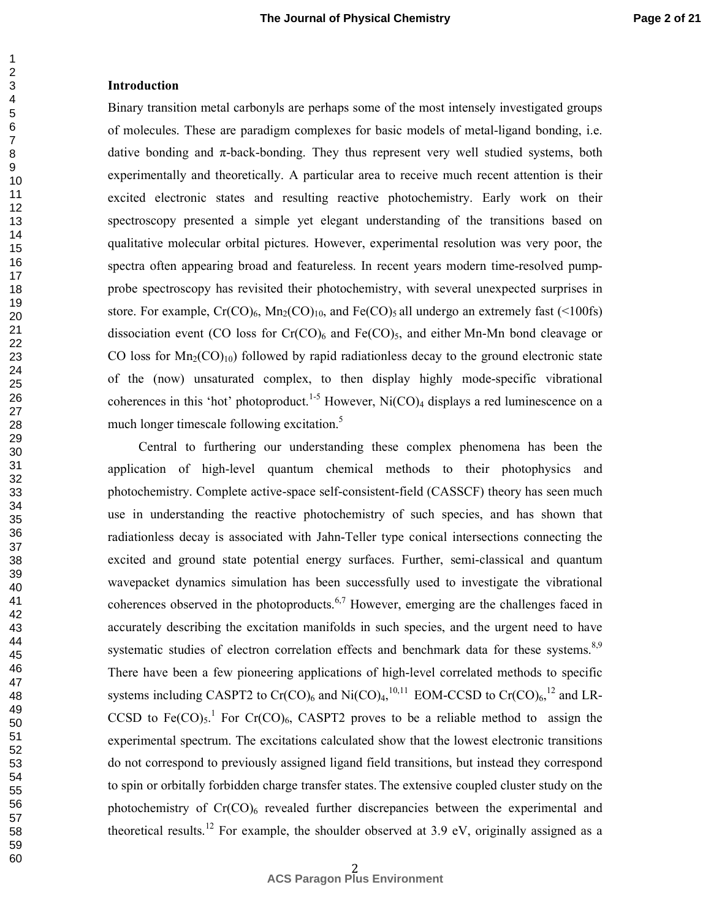## Introduction

Binary transition metal carbonyls are perhaps some of the most intensely investigated groups of molecules. These are paradigm complexes for basic models of metal-ligand bonding, i.e. dative bonding and π-back-bonding. They thus represent very well studied systems, both experimentally and theoretically. A particular area to receive much recent attention is their excited electronic states and resulting reactive photochemistry. Early work on their spectroscopy presented a simple yet elegant understanding of the transitions based on qualitative molecular orbital pictures. However, experimental resolution was very poor, the spectra often appearing broad and featureless. In recent years modern time-resolved pump-probe spectroscopy has revisited their photochemistry, with several unexpected surprises in store. For example, $Cr(CO)_6$, $Mn_2(CO)_{10}$, and $Fe(CO)_5$ all undergo an extremely fast (<100fs) dissociation event (CO loss for $Cr(CO)_6$ and $Fe(CO)_5$, and either Mn-Mn bond cleavage or CO loss for $Mn_2(CO)_{10}$) followed by rapid radiationless decay to the ground electronic state of the (now) unsaturated complex, to then display highly mode-specific vibrational coherences in this 'hot' photoproduct.[1-5] However, $Ni(CO)_4$ displays a red luminescence on a much longer timescale following excitation.[5]

Central to furthering our understanding these complex phenomena has been the application of high-level quantum chemical methods to their photophysics and photochemistry. Complete active-space self-consistent-field (CASSCF) theory has seen much use in understanding the reactive photochemistry of such species, and has shown that radiationless decay is associated with Jahn-Teller type conical intersections connecting the excited and ground state potential energy surfaces. Further, semi-classical and quantum wavepacket dynamics simulation has been successfully used to investigate the vibrational coherences observed in the photoproducts.[6,7] However, emerging are the challenges faced in accurately describing the excitation manifolds in such species, and the urgent need to have systematic studies of electron correlation effects and benchmark data for these systems.[8,9] There have been a few pioneering applications of high-level correlated methods to specific systems including CASPT2 to $Cr(CO)_6$ and $Ni(CO)_4$,[10,11] EOM-CCSD to $Cr(CO)_6$,[12] and LR-CCSD to $Fe(CO)_5$.[1] For $Cr(CO)_6$, CASPT2 proves to be a reliable method to assign the experimental spectrum. The excitations calculated show that the lowest electronic transitions do not correspond to previously assigned ligand field transitions, but instead they correspond to spin or orbitally forbidden charge transfer states. The extensive coupled cluster study on the photochemistry of $Cr(CO)_6$ revealed further discrepancies between the experimental and theoretical results.[12] For example, the shoulder observed at 3.9 eV, originally assigned as a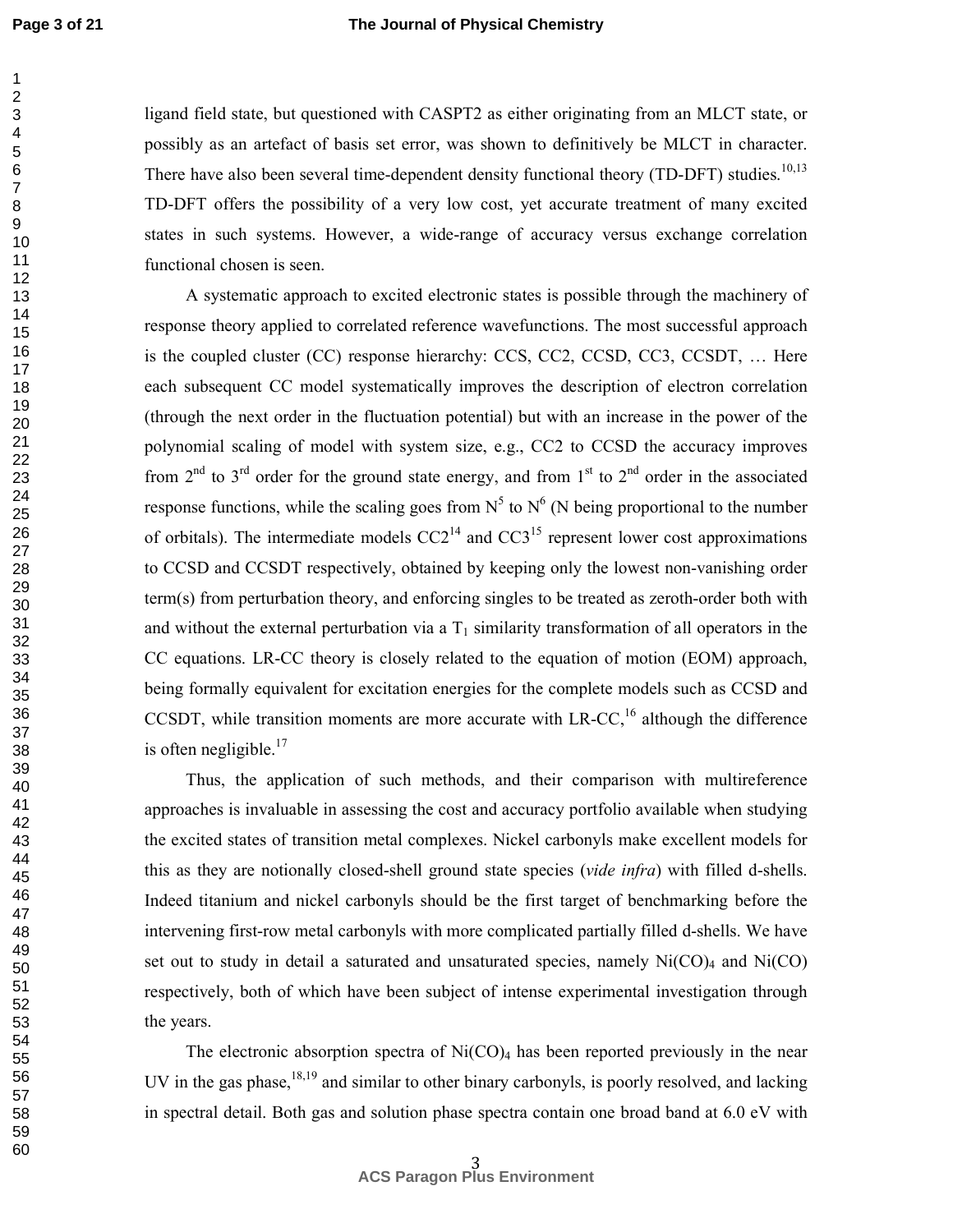ligand field state, but questioned with CASPT2 as either originating from an MLCT state, or possibly as an artefact of basis set error, was shown to definitively be MLCT in character. There have also been several time-dependent density functional theory (TD-DFT) studies.[10,13] TD-DFT offers the possibility of a very low cost, yet accurate treatment of many excited states in such systems. However, a wide-range of accuracy versus exchange correlation functional chosen is seen.

A systematic approach to excited electronic states is possible through the machinery of response theory applied to correlated reference wavefunctions. The most successful approach is the coupled cluster (CC) response hierarchy: CCS, CC2, CCSD, CC3, CCSDT, … Here each subsequent CC model systematically improves the description of electron correlation (through the next order in the fluctuation potential) but with an increase in the power of the polynomial scaling of model with system size, e.g., CC2 to CCSD the accuracy improves from 2nd to 3rd order for the ground state energy, and from 1st to 2nd order in the associated response functions, while the scaling goes from $N^5$ to $N^6$ (N being proportional to the number of orbitals). The intermediate models CC2[14] and CC3[15] represent lower cost approximations to CCSD and CCSDT respectively, obtained by keeping only the lowest non-vanishing order term(s) from perturbation theory, and enforcing singles to be treated as zeroth-order both with and without the external perturbation via a $T_1$ similarity transformation of all operators in the CC equations. LR-CC theory is closely related to the equation of motion (EOM) approach, being formally equivalent for excitation energies for the complete models such as CCSD and CCSDT, while transition moments are more accurate with LR-CC,[16] although the difference is often negligible.[17]

Thus, the application of such methods, and their comparison with multireference approaches is invaluable in assessing the cost and accuracy portfolio available when studying the excited states of transition metal complexes. Nickel carbonyls make excellent models for this as they are notionally closed-shell ground state species (*vide infra*) with filled d-shells. Indeed titanium and nickel carbonyls should be the first target of benchmarking before the intervening first-row metal carbonyls with more complicated partially filled d-shells. We have set out to study in detail a saturated and unsaturated species, namely $Ni(CO)_4$ and $Ni(CO)$ respectively, both of which have been subject of intense experimental investigation through the years.

The electronic absorption spectra of $Ni(CO)_4$ has been reported previously in the near UV in the gas phase,[18,19] and similar to other binary carbonyls, is poorly resolved, and lacking in spectral detail. Both gas and solution phase spectra contain one broad band at 6.0 eV with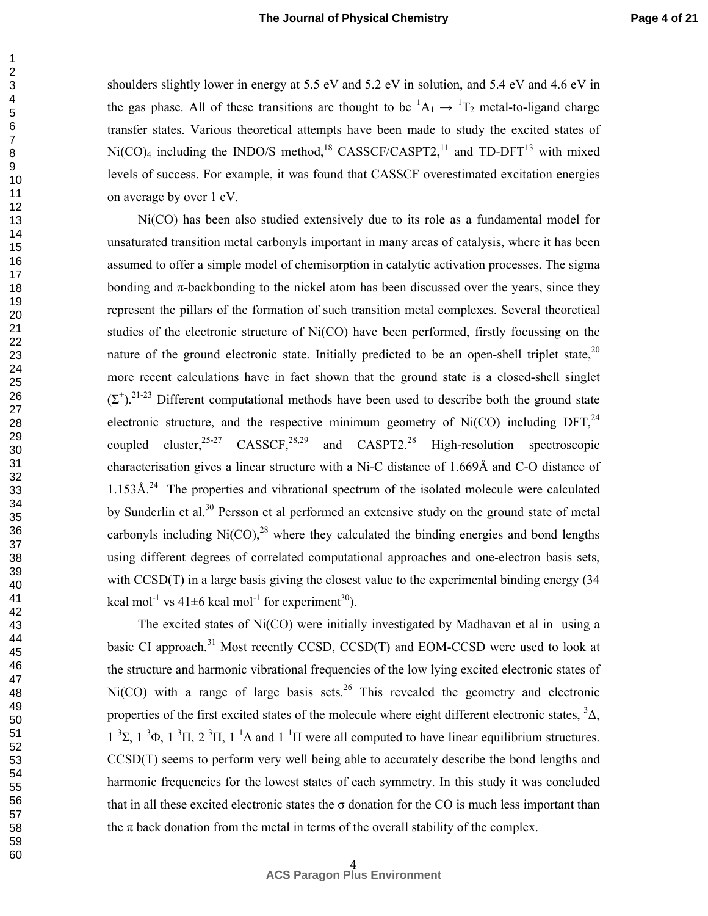shoulders slightly lower in energy at 5.5 eV and 5.2 eV in solution, and 5.4 eV and 4.6 eV in the gas phase. All of these transitions are thought to be $^1A_1 \rightarrow {}^1T_2$ metal-to-ligand charge transfer states. Various theoretical attempts have been made to study the excited states of $Ni(CO)_4$ including the INDO/S method,[18] CASSCF/CASPT2,[11] and TD-DFT[13] with mixed levels of success. For example, it was found that CASSCF overestimated excitation energies on average by over 1 eV.

Ni(CO) has been also studied extensively due to its role as a fundamental model for unsaturated transition metal carbonyls important in many areas of catalysis, where it has been assumed to offer a simple model of chemisorption in catalytic activation processes. The sigma bonding and π-backbonding to the nickel atom has been discussed over the years, since they represent the pillars of the formation of such transition metal complexes. Several theoretical studies of the electronic structure of Ni(CO) have been performed, firstly focussing on the nature of the ground electronic state. Initially predicted to be an open-shell triplet state,[20] more recent calculations have in fact shown that the ground state is a closed-shell singlet ($\Sigma^+$).[21-23] Different computational methods have been used to describe both the ground state electronic structure, and the respective minimum geometry of Ni(CO) including DFT,[24] coupled cluster,[25-27] CASSCF,[28,29] and CASPT2.[28] High-resolution spectroscopic characterisation gives a linear structure with a Ni-C distance of 1.669Å and C-O distance of 1.153Å.[24] The properties and vibrational spectrum of the isolated molecule were calculated by Sunderlin et al.[30] Persson et al performed an extensive study on the ground state of metal carbonyls including Ni(CO),[28] where they calculated the binding energies and bond lengths using different degrees of correlated computational approaches and one-electron basis sets, with CCSD(T) in a large basis giving the closest value to the experimental binding energy (34 kcal mol$^{-1}$ vs 41±6 kcal mol$^{-1}$ for experiment[30]).

The excited states of Ni(CO) were initially investigated by Madhavan et al in using a basic CI approach.[31] Most recently CCSD, CCSD(T) and EOM-CCSD were used to look at the structure and harmonic vibrational frequencies of the low lying excited electronic states of Ni(CO) with a range of large basis sets.[26] This revealed the geometry and electronic properties of the first excited states of the molecule where eight different electronic states, $^3\Delta$, 1 $^3\Sigma$, 1 $^3\Phi$, 1 $^3\Pi$, 2 $^3\Pi$, 1 $^1\Delta$ and 1 $^1\Pi$ were all computed to have linear equilibrium structures. CCSD(T) seems to perform very well being able to accurately describe the bond lengths and harmonic frequencies for the lowest states of each symmetry. In this study it was concluded that in all these excited electronic states the σ donation for the CO is much less important than the π back donation from the metal in terms of the overall stability of the complex.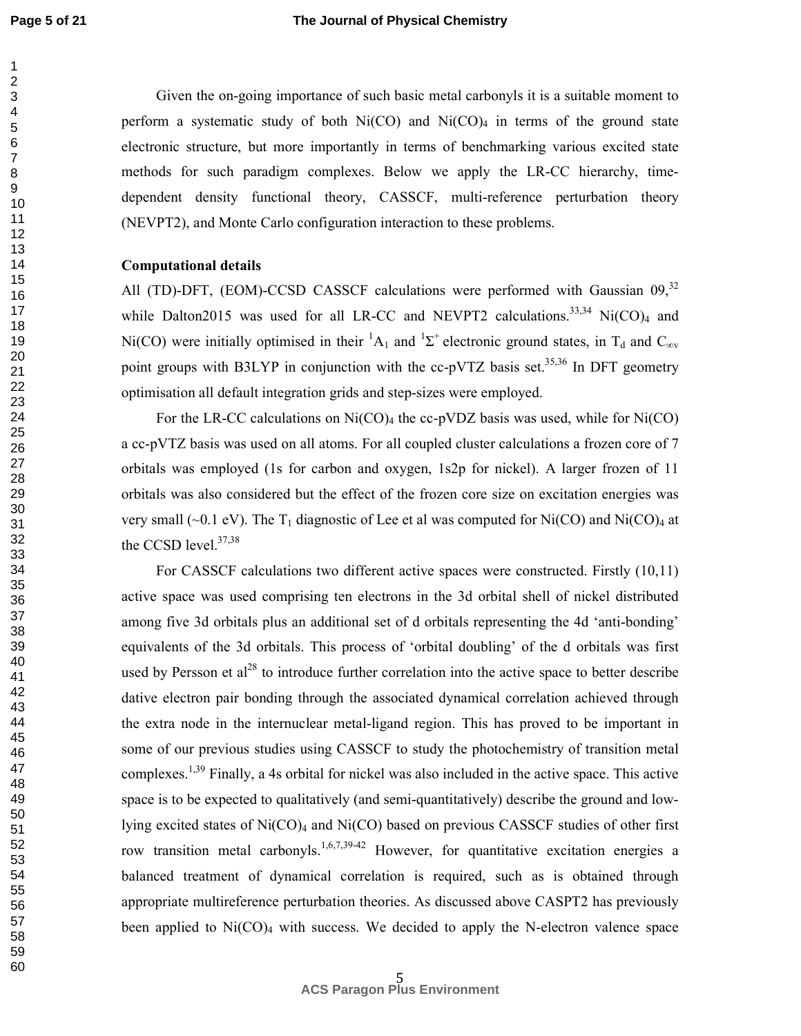Given the on-going importance of such basic metal carbonyls it is a suitable moment to perform a systematic study of both Ni(CO) and $Ni(CO)_4$ in terms of the ground state electronic structure, but more importantly in terms of benchmarking various excited state methods for such paradigm complexes. Below we apply the LR-CC hierarchy, time-dependent density functional theory, CASSCF, multi-reference perturbation theory (NEVPT2), and Monte Carlo configuration interaction to these problems.

**Computational details**

All (TD)-DFT, (EOM)-CCSD CASSCF calculations were performed with Gaussian 09,[32] while Dalton2015 was used for all LR-CC and NEVPT2 calculations.[33,34] $Ni(CO)_4$ and Ni(CO) were initially optimised in their $^1A_1$ and $^1\Sigma^+$ electronic ground states, in $T_d$ and $C_{\infty v}$ point groups with B3LYP in conjunction with the cc-pVTZ basis set.[35,36] In DFT geometry optimisation all default integration grids and step-sizes were employed.

For the LR-CC calculations on $Ni(CO)_4$ the cc-pVDZ basis was used, while for Ni(CO) a cc-pVTZ basis was used on all atoms. For all coupled cluster calculations a frozen core of 7 orbitals was employed (1s for carbon and oxygen, 1s2p for nickel). A larger frozen of 11 orbitals was also considered but the effect of the frozen core size on excitation energies was very small (~0.1 eV). The $T_1$ diagnostic of Lee et al was computed for Ni(CO) and $Ni(CO)_4$ at the CCSD level.[37,38]

For CASSCF calculations two different active spaces were constructed. Firstly (10,11) active space was used comprising ten electrons in the 3d orbital shell of nickel distributed among five 3d orbitals plus an additional set of d orbitals representing the 4d 'anti-bonding' equivalents of the 3d orbitals. This process of 'orbital doubling' of the d orbitals was first used by Persson et al[28] to introduce further correlation into the active space to better describe dative electron pair bonding through the associated dynamical correlation achieved through the extra node in the internuclear metal-ligand region. This has proved to be important in some of our previous studies using CASSCF to study the photochemistry of transition metal complexes.[1,39] Finally, a 4s orbital for nickel was also included in the active space. This active space is to be expected to qualitatively (and semi-quantitatively) describe the ground and low-lying excited states of $Ni(CO)_4$ and Ni(CO) based on previous CASSCF studies of other first row transition metal carbonyls.[1,6,7,39-42] However, for quantitative excitation energies a balanced treatment of dynamical correlation is required, such as is obtained through appropriate multireference perturbation theories. As discussed above CASPT2 has previously been applied to $Ni(CO)_4$ with success. We decided to apply the N-electron valence space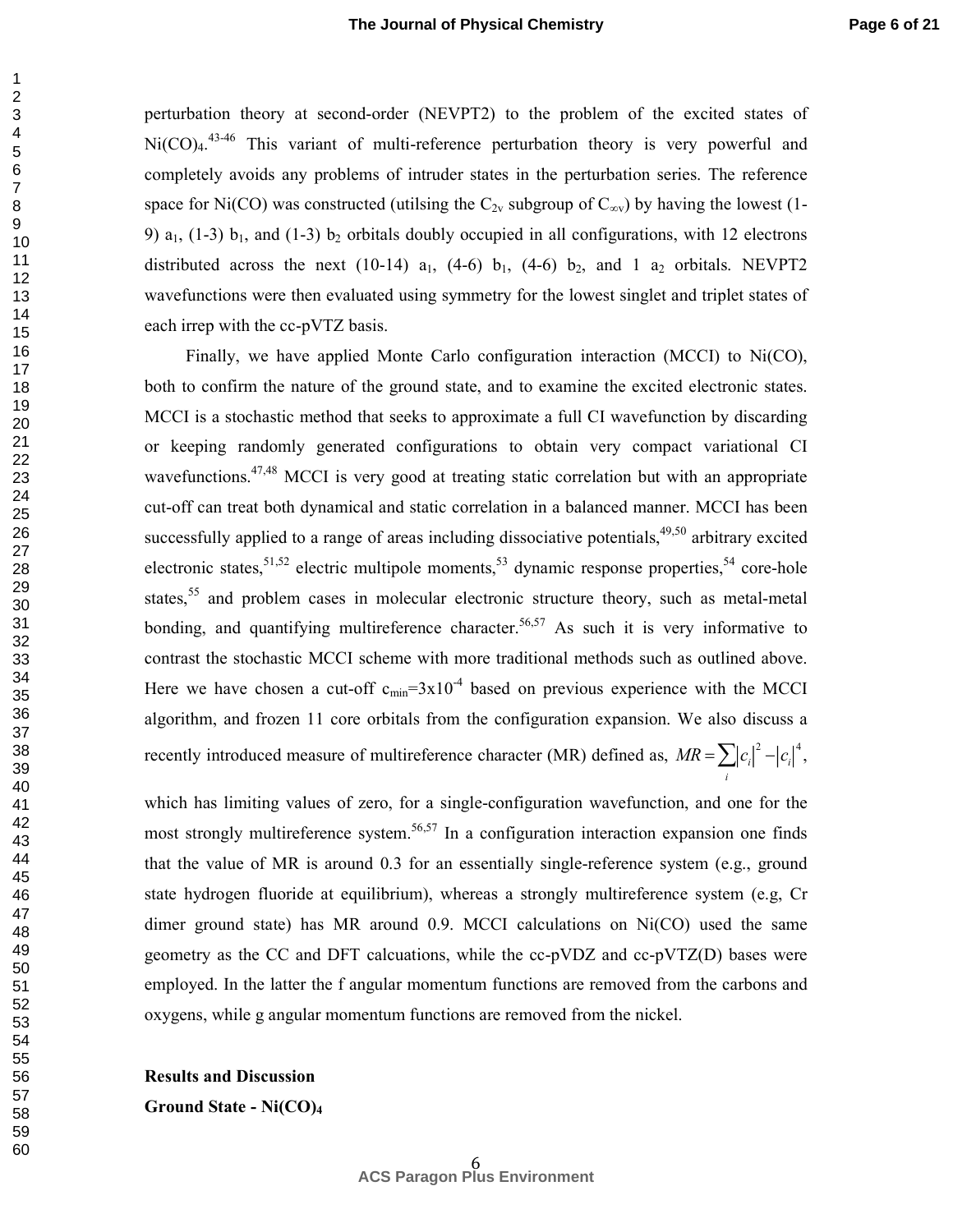perturbation theory at second-order (NEVPT2) to the problem of the excited states of $Ni(CO)_4$.[43-46] This variant of multi-reference perturbation theory is very powerful and completely avoids any problems of intruder states in the perturbation series. The reference space for Ni(CO) was constructed (utilsing the $C_{2v}$ subgroup of $C_{\infty v}$) by having the lowest (1-9) $a_1$, (1-3) $b_1$, and (1-3) $b_2$ orbitals doubly occupied in all configurations, with 12 electrons distributed across the next (10-14) $a_1$, (4-6) $b_1$, (4-6) $b_2$, and 1 $a_2$ orbitals. NEVPT2 wavefunctions were then evaluated using symmetry for the lowest singlet and triplet states of each irrep with the cc-pVTZ basis.

Finally, we have applied Monte Carlo configuration interaction (MCCI) to Ni(CO), both to confirm the nature of the ground state, and to examine the excited electronic states. MCCI is a stochastic method that seeks to approximate a full CI wavefunction by discarding or keeping randomly generated configurations to obtain very compact variational CI wavefunctions.[47,48] MCCI is very good at treating static correlation but with an appropriate cut-off can treat both dynamical and static correlation in a balanced manner. MCCI has been successfully applied to a range of areas including dissociative potentials,[49,50] arbitrary excited electronic states,[51,52] electric multipole moments,[53] dynamic response properties,[54] core-hole states,[55] and problem cases in molecular electronic structure theory, such as metal-metal bonding, and quantifying multireference character.[56,57] As such it is very informative to contrast the stochastic MCCI scheme with more traditional methods such as outlined above. Here we have chosen a cut-off $c_{min}=3\text{x}10^{-4}$ based on previous experience with the MCCI algorithm, and frozen 11 core orbitals from the configuration expansion. We also discuss a recently introduced measure of multireference character (MR) defined as, $MR = \sum_i |c_i|^2 - |c_i|^4$, which has limiting values of zero, for a single-configuration wavefunction, and one for the most strongly multireference system.[56,57] In a configuration interaction expansion one finds that the value of MR is around 0.3 for an essentially single-reference system (e.g., ground state hydrogen fluoride at equilibrium), whereas a strongly multireference system (e.g, Cr dimer ground state) has MR around 0.9. MCCI calculations on Ni(CO) used the same geometry as the CC and DFT calcuations, while the cc-pVDZ and cc-pVTZ(D) bases were employed. In the latter the f angular momentum functions are removed from the carbons and oxygens, while g angular momentum functions are removed from the nickel.

## Results and Discussion

### Ground State - $Ni(CO)_4$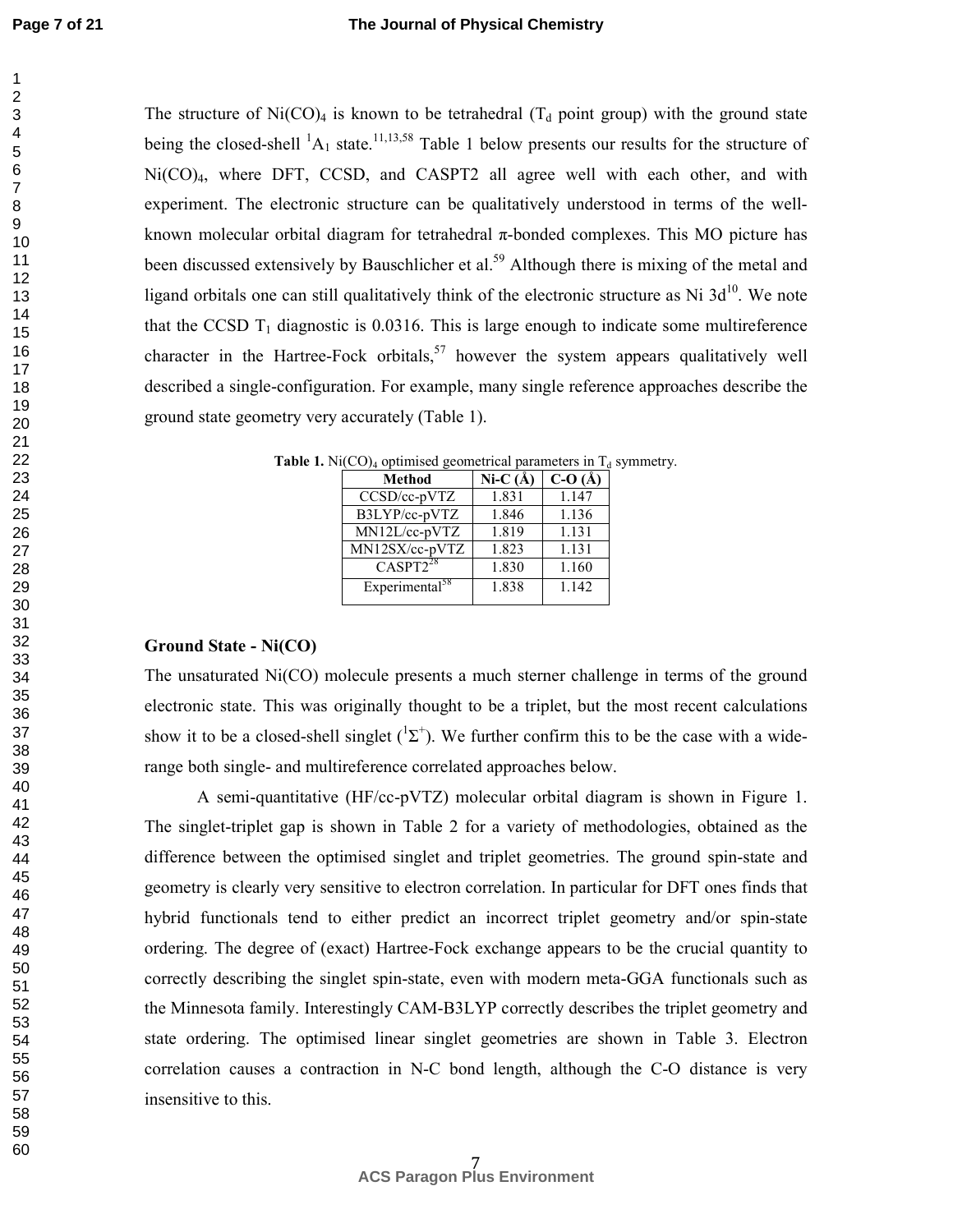The structure of $Ni(CO)_4$ is known to be tetrahedral ($T_d$ point group) with the ground state being the closed-shell $^1A_1$ state.[11,13,58] Table 1 below presents our results for the structure of $Ni(CO)_4$, where DFT, CCSD, and CASPT2 all agree well with each other, and with experiment. The electronic structure can be qualitatively understood in terms of the well-known molecular orbital diagram for tetrahedral π-bonded complexes. This MO picture has been discussed extensively by Bauschlicher et al.[59] Although there is mixing of the metal and ligand orbitals one can still qualitatively think of the electronic structure as Ni $3d^{10}$. We note that the CCSD $T_1$ diagnostic is 0.0316. This is large enough to indicate some multireference character in the Hartree-Fock orbitals,[57] however the system appears qualitatively well described a single-configuration. For example, many single reference approaches describe the ground state geometry very accurately (Table 1).

**Table 1.** $Ni(CO)_4$ optimised geometrical parameters in $T_d$ symmetry.

| Method | Ni-C (Å) | C-O (Å) |
|---|---|---|
| CCSD/cc-pVTZ | 1.831 | 1.147 |
| B3LYP/cc-pVTZ | 1.846 | 1.136 |
| MN12L/cc-pVTZ | 1.819 | 1.131 |
| MN12SX/cc-pVTZ | 1.823 | 1.131 |
| CASPT2[28] | 1.830 | 1.160 |
| Experimental[58] | 1.838 | 1.142 |

**Ground State - Ni(CO)**

The unsaturated Ni(CO) molecule presents a much sterner challenge in terms of the ground electronic state. This was originally thought to be a triplet, but the most recent calculations show it to be a closed-shell singlet ($^1\Sigma^+$). We further confirm this to be the case with a wide-range both single- and multireference correlated approaches below.

A semi-quantitative (HF/cc-pVTZ) molecular orbital diagram is shown in Figure 1. The singlet-triplet gap is shown in Table 2 for a variety of methodologies, obtained as the difference between the optimised singlet and triplet geometries. The ground spin-state and geometry is clearly very sensitive to electron correlation. In particular for DFT ones finds that hybrid functionals tend to either predict an incorrect triplet geometry and/or spin-state ordering. The degree of (exact) Hartree-Fock exchange appears to be the crucial quantity to correctly describing the singlet spin-state, even with modern meta-GGA functionals such as the Minnesota family. Interestingly CAM-B3LYP correctly describes the triplet geometry and state ordering. The optimised linear singlet geometries are shown in Table 3. Electron correlation causes a contraction in N-C bond length, although the C-O distance is very insensitive to this.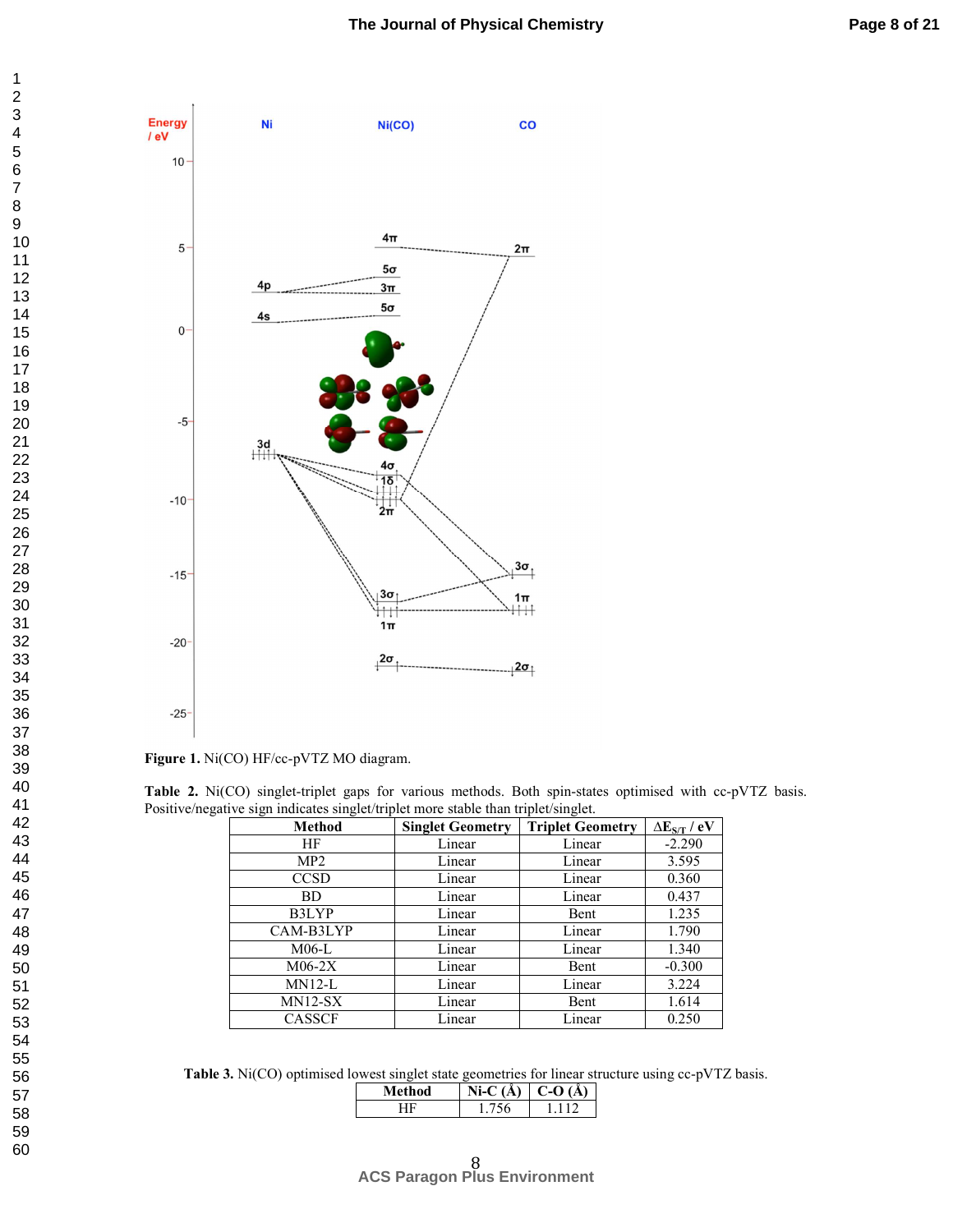Figure 1. Ni(CO) HF/cc-pVTZ MO diagram.

**Table 2.** Ni(CO) singlet-triplet gaps for various methods. Both spin-states optimised with cc-pVTZ basis. Positive/negative sign indicates singlet/triplet more stable than triplet/singlet.

| Method | Singlet Geometry | Triplet Geometry | $\Delta E_{S/T}$ / eV |
|---|---|---|---|
| HF | Linear | Linear | -2.290 |
| MP2 | Linear | Linear | 3.595 |
| CCSD | Linear | Linear | 0.360 |
| BD | Linear | Linear | 0.437 |
| B3LYP | Linear | Bent | 1.235 |
| CAM-B3LYP | Linear | Linear | 1.790 |
| M06-L | Linear | Linear | 1.340 |
| M06-2X | Linear | Bent | -0.300 |
| MN12-L | Linear | Linear | 3.224 |
| MN12-SX | Linear | Bent | 1.614 |
| CASSCF | Linear | Linear | 0.250 |

**Table 3.** Ni(CO) optimised lowest singlet state geometries for linear structure using cc-pVTZ basis.

| Method | Ni-C (Å) | C-O (Å) |
|---|---|---|
| HF | 1.756 | 1.112 |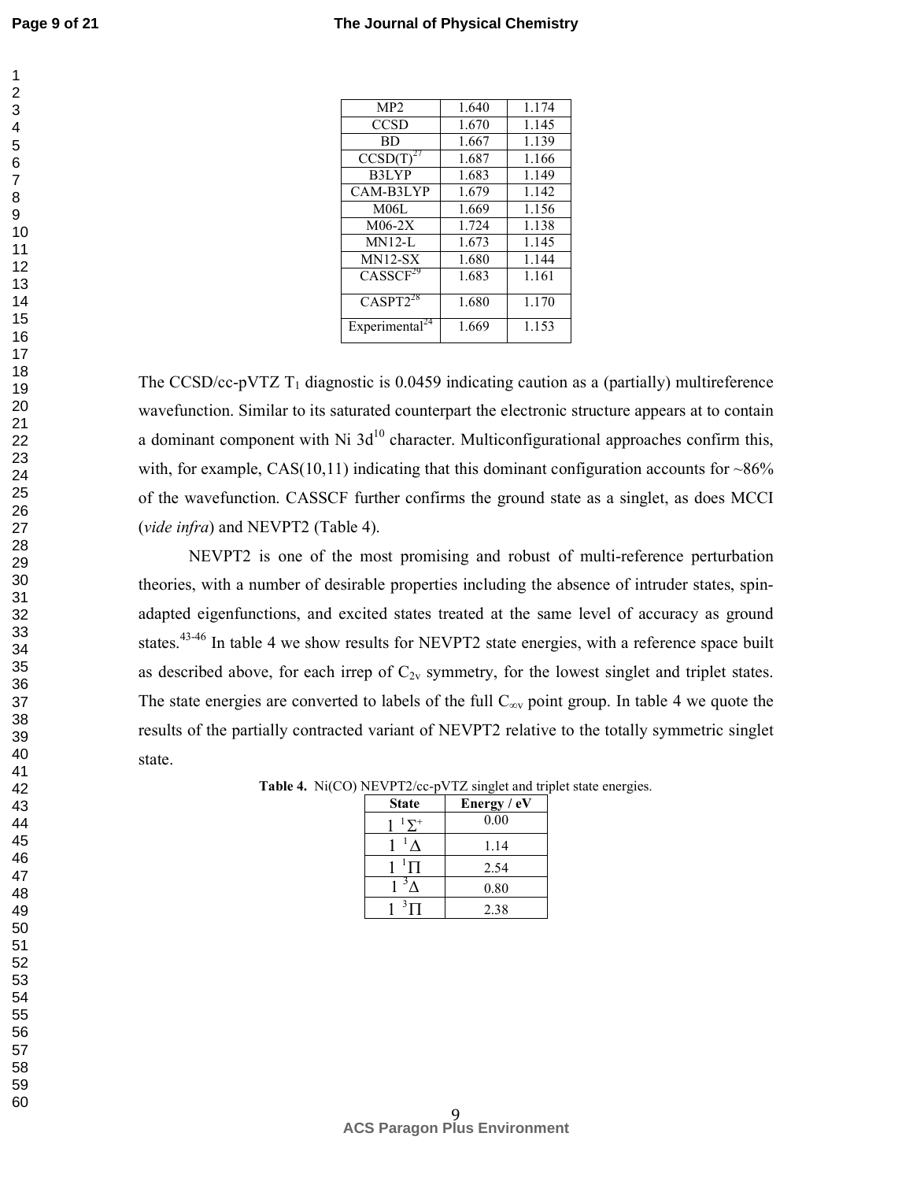| MP2 | 1.640 | 1.174 |
|---|---|---|
| CCSD | 1.670 | 1.145 |
| BD | 1.667 | 1.139 |
| CCSD(T)[27] | 1.687 | 1.166 |
| B3LYP | 1.683 | 1.149 |
| CAM-B3LYP | 1.679 | 1.142 |
| M06L | 1.669 | 1.156 |
| M06-2X | 1.724 | 1.138 |
| MN12-L | 1.673 | 1.145 |
| MN12-SX | 1.680 | 1.144 |
| CASSCF[29] | 1.683 | 1.161 |
| CASPT2[28] | 1.680 | 1.170 |
| Experimental[24] | 1.669 | 1.153 |

The CCSD/cc-pVTZ $T_1$ diagnostic is 0.0459 indicating caution as a (partially) multireference wavefunction. Similar to its saturated counterpart the electronic structure appears at to contain a dominant component with Ni $3d^{10}$ character. Multiconfigurational approaches confirm this, with, for example, CAS(10,11) indicating that this dominant configuration accounts for ~86% of the wavefunction. CASSCF further confirms the ground state as a singlet, as does MCCI (*vide infra*) and NEVPT2 (Table 4).

NEVPT2 is one of the most promising and robust of multi-reference perturbation theories, with a number of desirable properties including the absence of intruder states, spin-adapted eigenfunctions, and excited states treated at the same level of accuracy as ground states.[43-46] In table 4 we show results for NEVPT2 state energies, with a reference space built as described above, for each irrep of $C_{2v}$ symmetry, for the lowest singlet and triplet states. The state energies are converted to labels of the full $C_{\infty v}$ point group. In table 4 we quote the results of the partially contracted variant of NEVPT2 relative to the totally symmetric singlet state.

**Table 4.** Ni(CO) NEVPT2/cc-pVTZ singlet and triplet state energies.

| State | Energy / eV |
|---|---|
| $1\ ^1\Sigma^+$ | 0.00 |
| $1\ ^1\Delta$ | 1.14 |
| $1\ ^1\Pi$ | 2.54 |
| $1\ ^3\Delta$ | 0.80 |
| $1\ ^3\Pi$ | 2.38 |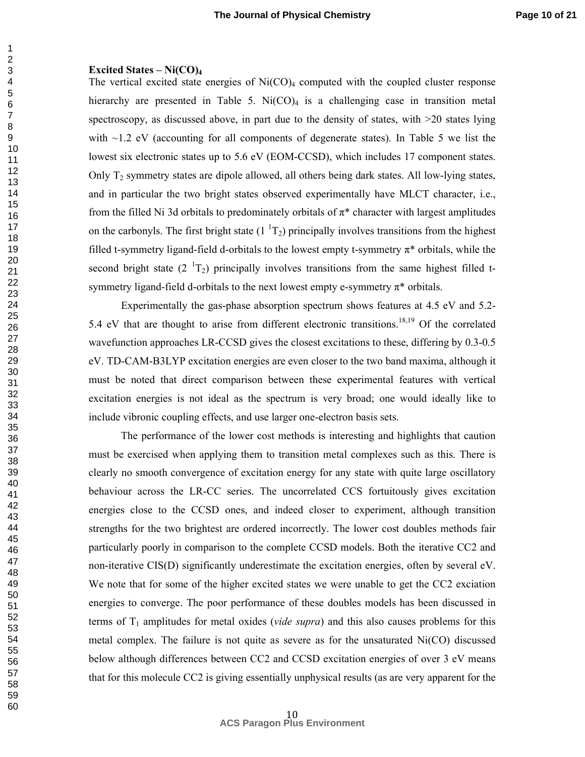**Excited States – $Ni(CO)_4$**

The vertical excited state energies of $Ni(CO)_4$ computed with the coupled cluster response hierarchy are presented in Table 5. $Ni(CO)_4$ is a challenging case in transition metal spectroscopy, as discussed above, in part due to the density of states, with >20 states lying with ~1.2 eV (accounting for all components of degenerate states). In Table 5 we list the lowest six electronic states up to 5.6 eV (EOM-CCSD), which includes 17 component states. Only $T_2$ symmetry states are dipole allowed, all others being dark states. All low-lying states, and in particular the two bright states observed experimentally have MLCT character, i.e., from the filled Ni 3d orbitals to predominately orbitals of π* character with largest amplitudes on the carbonyls. The first bright state (1 $^1T_2$) principally involves transitions from the highest filled t-symmetry ligand-field d-orbitals to the lowest empty t-symmetry π* orbitals, while the second bright state (2 $^1T_2$) principally involves transitions from the same highest filled t-symmetry ligand-field d-orbitals to the next lowest empty e-symmetry π* orbitals.

Experimentally the gas-phase absorption spectrum shows features at 4.5 eV and 5.2-5.4 eV that are thought to arise from different electronic transitions.[18,19] Of the correlated wavefunction approaches LR-CCSD gives the closest excitations to these, differing by 0.3-0.5 eV. TD-CAM-B3LYP excitation energies are even closer to the two band maxima, although it must be noted that direct comparison between these experimental features with vertical excitation energies is not ideal as the spectrum is very broad; one would ideally like to include vibronic coupling effects, and use larger one-electron basis sets.

The performance of the lower cost methods is interesting and highlights that caution must be exercised when applying them to transition metal complexes such as this. There is clearly no smooth convergence of excitation energy for any state with quite large oscillatory behaviour across the LR-CC series. The uncorrelated CCS fortuitously gives excitation energies close to the CCSD ones, and indeed closer to experiment, although transition strengths for the two brightest are ordered incorrectly. The lower cost doubles methods fair particularly poorly in comparison to the complete CCSD models. Both the iterative CC2 and non-iterative CIS(D) significantly underestimate the excitation energies, often by several eV. We note that for some of the higher excited states we were unable to get the CC2 exciation energies to converge. The poor performance of these doubles models has been discussed in terms of $T_1$ amplitudes for metal oxides (*vide supra*) and this also causes problems for this metal complex. The failure is not quite as severe as for the unsaturated Ni(CO) discussed below although differences between CC2 and CCSD excitation energies of over 3 eV means that for this molecule CC2 is giving essentially unphysical results (as are very apparent for the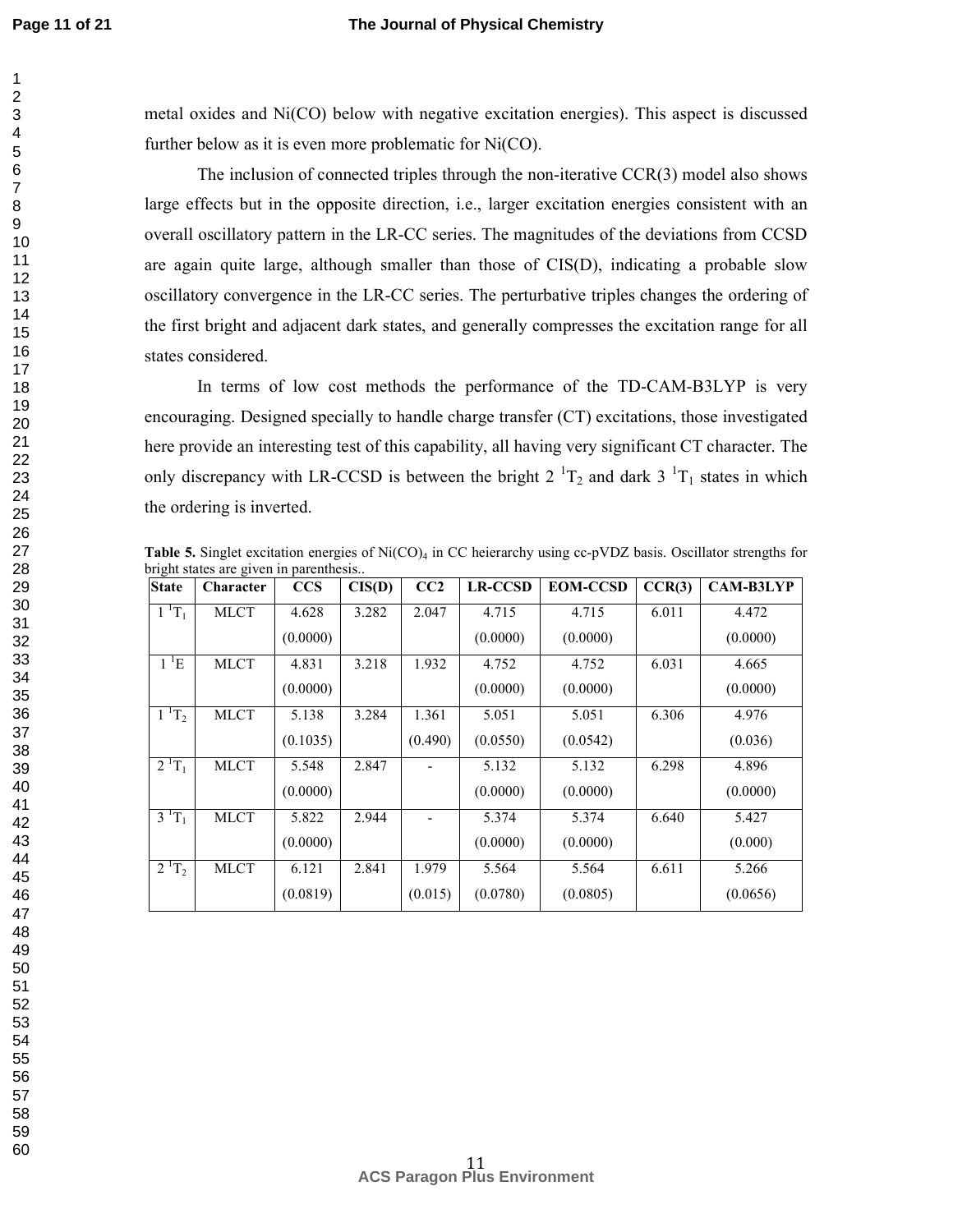metal oxides and Ni(CO) below with negative excitation energies). This aspect is discussed further below as it is even more problematic for Ni(CO).

The inclusion of connected triples through the non-iterative CCR(3) model also shows large effects but in the opposite direction, i.e., larger excitation energies consistent with an overall oscillatory pattern in the LR-CC series. The magnitudes of the deviations from CCSD are again quite large, although smaller than those of CIS(D), indicating a probable slow oscillatory convergence in the LR-CC series. The perturbative triples changes the ordering of the first bright and adjacent dark states, and generally compresses the excitation range for all states considered.

In terms of low cost methods the performance of the TD-CAM-B3LYP is very encouraging. Designed specially to handle charge transfer (CT) excitations, those investigated here provide an interesting test of this capability, all having very significant CT character. The only discrepancy with LR-CCSD is between the bright 2 $^1T_2$ and dark 3 $^1T_1$ states in which the ordering is inverted.

**Table 5.** Singlet excitation energies of $Ni(CO)_4$ in CC heierarchy using cc-pVDZ basis. Oscillator strengths for bright states are given in parenthesis..

| State | Character | CCS | CIS(D) | CC2 | LR-CCSD | EOM-CCSD | CCR(3) | CAM-B3LYP |
|---|---|---|---|---|---|---|---|---|
| 1 $^1T_1$ | MLCT | 4.628 (0.0000) | 3.282 | 2.047 | 4.715 (0.0000) | 4.715 (0.0000) | 6.011 | 4.472 (0.0000) |
| 1 $^1E$ | MLCT | 4.831 (0.0000) | 3.218 | 1.932 | 4.752 (0.0000) | 4.752 (0.0000) | 6.031 | 4.665 (0.0000) |
| 1 $^1T_2$ | MLCT | 5.138 (0.1035) | 3.284 | 1.361 (0.490) | 5.051 (0.0550) | 5.051 (0.0542) | 6.306 | 4.976 (0.036) |
| 2 $^1T_1$ | MLCT | 5.548 (0.0000) | 2.847 | - | 5.132 (0.0000) | 5.132 (0.0000) | 6.298 | 4.896 (0.0000) |
| 3 $^1T_1$ | MLCT | 5.822 (0.0000) | 2.944 | - | 5.374 (0.0000) | 5.374 (0.0000) | 6.640 | 5.427 (0.000) |
| 2 $^1T_2$ | MLCT | 6.121 (0.0819) | 2.841 | 1.979 (0.015) | 5.564 (0.0780) | 5.564 (0.0805) | 6.611 | 5.266 (0.0656) |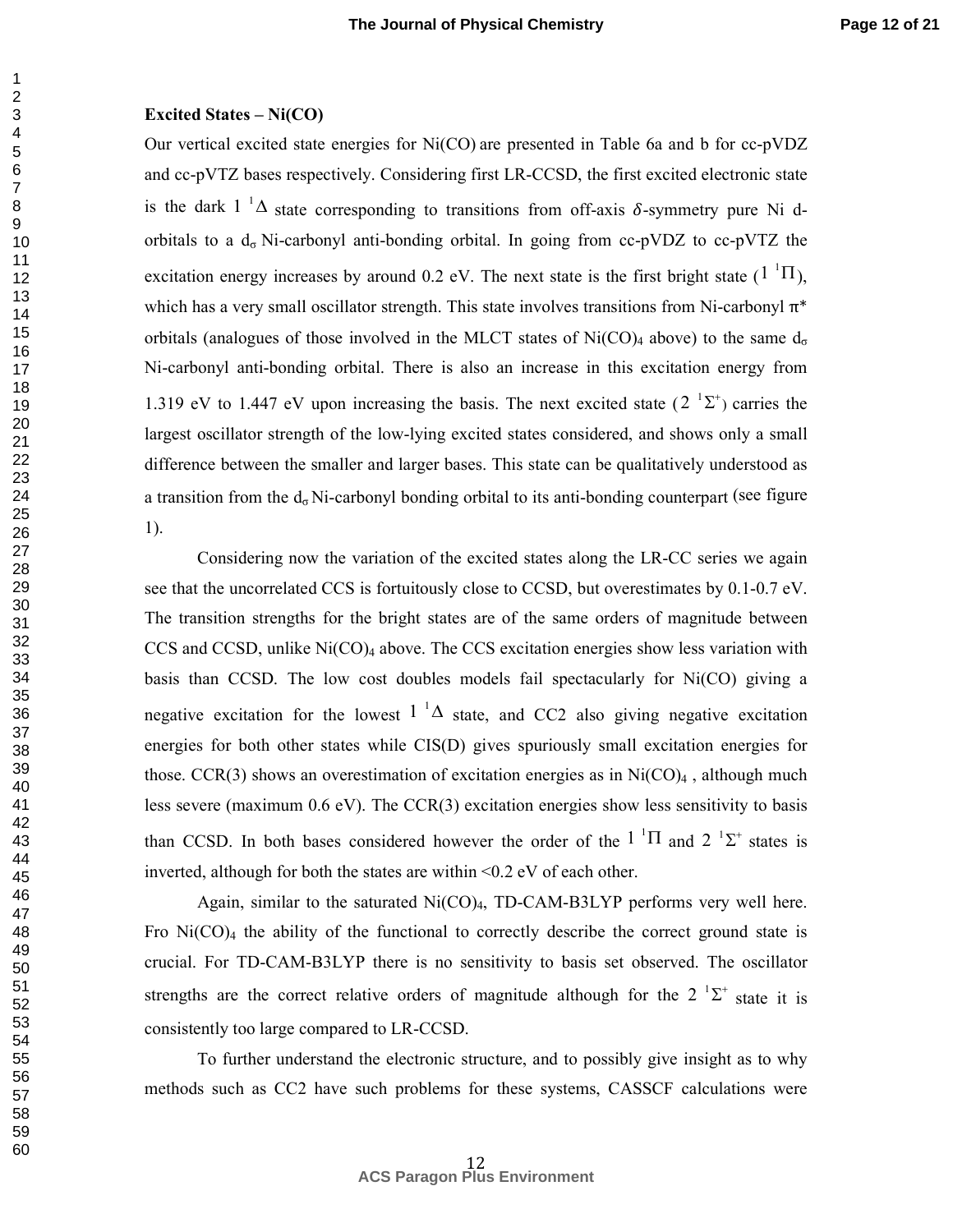**Excited States – Ni(CO)**

Our vertical excited state energies for Ni(CO) are presented in Table 6a and b for cc-pVDZ and cc-pVTZ bases respectively. Considering first LR-CCSD, the first excited electronic state is the dark $1\ ^1\Delta$ state corresponding to transitions from off-axis $\delta$-symmetry pure Ni d-orbitals to a $d_\sigma$ Ni-carbonyl anti-bonding orbital. In going from cc-pVDZ to cc-pVTZ the excitation energy increases by around 0.2 eV. The next state is the first bright state ($1\ ^1\Pi$), which has a very small oscillator strength. This state involves transitions from Ni-carbonyl π* orbitals (analogues of those involved in the MLCT states of $Ni(CO)_4$ above) to the same $d_\sigma$ Ni-carbonyl anti-bonding orbital. There is also an increase in this excitation energy from 1.319 eV to 1.447 eV upon increasing the basis. The next excited state ($2\ ^1\Sigma^+$) carries the largest oscillator strength of the low-lying excited states considered, and shows only a small difference between the smaller and larger bases. This state can be qualitatively understood as a transition from the $d_\sigma$ Ni-carbonyl bonding orbital to its anti-bonding counterpart (see figure 1).

Considering now the variation of the excited states along the LR-CC series we again see that the uncorrelated CCS is fortuitously close to CCSD, but overestimates by 0.1-0.7 eV. The transition strengths for the bright states are of the same orders of magnitude between CCS and CCSD, unlike $Ni(CO)_4$ above. The CCS excitation energies show less variation with basis than CCSD. The low cost doubles models fail spectacularly for Ni(CO) giving a negative excitation for the lowest $1\ ^1\Delta$ state, and CC2 also giving negative excitation energies for both other states while CIS(D) gives spuriously small excitation energies for those. CCR(3) shows an overestimation of excitation energies as in $Ni(CO)_4$ , although much less severe (maximum 0.6 eV). The CCR(3) excitation energies show less sensitivity to basis than CCSD. In both bases considered however the order of the $1\ ^1\Pi$ and $2\ ^1\Sigma^+$ states is inverted, although for both the states are within <0.2 eV of each other.

Again, similar to the saturated $Ni(CO)_4$, TD-CAM-B3LYP performs very well here. Fro $Ni(CO)_4$ the ability of the functional to correctly describe the correct ground state is crucial. For TD-CAM-B3LYP there is no sensitivity to basis set observed. The oscillator strengths are the correct relative orders of magnitude although for the $2\ ^1\Sigma^+$ state it is consistently too large compared to LR-CCSD.

To further understand the electronic structure, and to possibly give insight as to why methods such as CC2 have such problems for these systems, CASSCF calculations were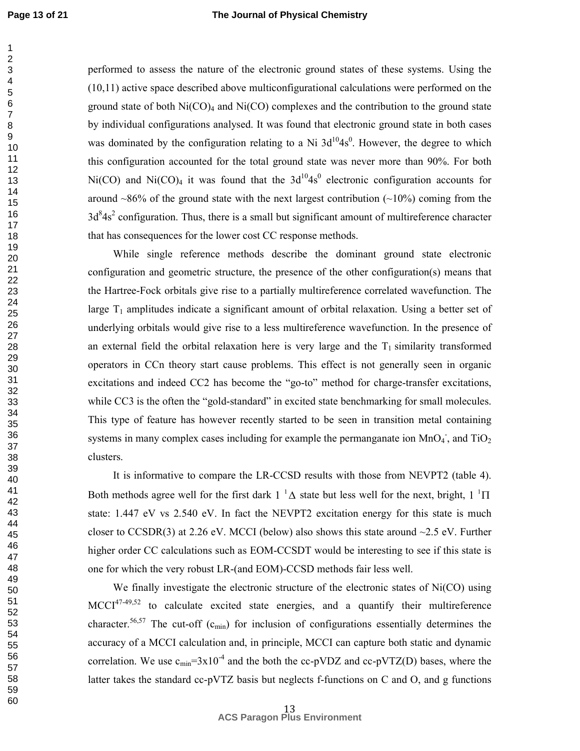performed to assess the nature of the electronic ground states of these systems. Using the (10,11) active space described above multiconfigurational calculations were performed on the ground state of both $Ni(CO)_4$ and Ni(CO) complexes and the contribution to the ground state by individual configurations analysed. It was found that electronic ground state in both cases was dominated by the configuration relating to a Ni $3d^{10}4s^0$. However, the degree to which this configuration accounted for the total ground state was never more than 90%. For both Ni(CO) and $Ni(CO)_4$ it was found that the $3d^{10}4s^0$ electronic configuration accounts for around ~86% of the ground state with the next largest contribution (~10%) coming from the $3d^84s^2$ configuration. Thus, there is a small but significant amount of multireference character that has consequences for the lower cost CC response methods.

While single reference methods describe the dominant ground state electronic configuration and geometric structure, the presence of the other configuration(s) means that the Hartree-Fock orbitals give rise to a partially multireference correlated wavefunction. The large $T_1$ amplitudes indicate a significant amount of orbital relaxation. Using a better set of underlying orbitals would give rise to a less multireference wavefunction. In the presence of an external field the orbital relaxation here is very large and the $T_1$ similarity transformed operators in CCn theory start cause problems. This effect is not generally seen in organic excitations and indeed CC2 has become the "go-to" method for charge-transfer excitations, while CC3 is the often the "gold-standard" in excited state benchmarking for small molecules. This type of feature has however recently started to be seen in transition metal containing systems in many complex cases including for example the permanganate ion $MnO_4^-$, and $TiO_2$ clusters.

It is informative to compare the LR-CCSD results with those from NEVPT2 (table 4). Both methods agree well for the first dark 1 $^1\Delta$ state but less well for the next, bright, 1 $^1\Pi$ state: 1.447 eV vs 2.540 eV. In fact the NEVPT2 excitation energy for this state is much closer to CCSDR(3) at 2.26 eV. MCCI (below) also shows this state around ~2.5 eV. Further higher order CC calculations such as EOM-CCSDT would be interesting to see if this state is one for which the very robust LR-(and EOM)-CCSD methods fair less well.

We finally investigate the electronic structure of the electronic states of Ni(CO) using MCCI[47-49,52] to calculate excited state energies, and a quantify their multireference character.[56,57] The cut-off ($c_{min}$) for inclusion of configurations essentially determines the accuracy of a MCCI calculation and, in principle, MCCI can capture both static and dynamic correlation. We use $c_{min}$=3x10$^{-4}$ and the both the cc-pVDZ and cc-pVTZ(D) bases, where the latter takes the standard cc-pVTZ basis but neglects f-functions on C and O, and g functions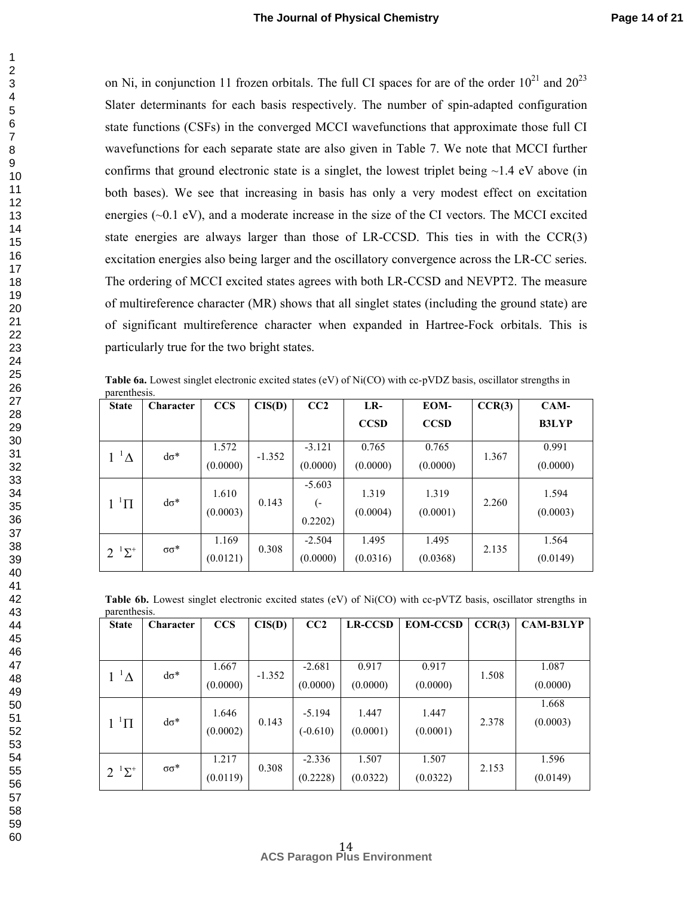on Ni, in conjunction 11 frozen orbitals. The full CI spaces for are of the order $10^{21}$ and $20^{23}$ Slater determinants for each basis respectively. The number of spin-adapted configuration state functions (CSFs) in the converged MCCI wavefunctions that approximate those full CI wavefunctions for each separate state are also given in Table 7. We note that MCCI further confirms that ground electronic state is a singlet, the lowest triplet being ~1.4 eV above (in both bases). We see that increasing in basis has only a very modest effect on excitation energies (~0.1 eV), and a moderate increase in the size of the CI vectors. The MCCI excited state energies are always larger than those of LR-CCSD. This ties in with the CCR(3) excitation energies also being larger and the oscillatory convergence across the LR-CC series. The ordering of MCCI excited states agrees with both LR-CCSD and NEVPT2. The measure of multireference character (MR) shows that all singlet states (including the ground state) are of significant multireference character when expanded in Hartree-Fock orbitals. This is particularly true for the two bright states.

**Table 6a.** Lowest singlet electronic excited states (eV) of Ni(CO) with cc-pVDZ basis, oscillator strengths in parenthesis.

| State | Character | CCS | CIS(D) | CC2 | LR-CCSD | EOM-CCSD | CCR(3) | CAM-B3LYP |
|---|---|---|---|---|---|---|---|---|
| $1\ ^1\Delta$ | dσ* | 1.572 (0.0000) | -1.352 | -3.121 (0.0000) | 0.765 (0.0000) | 0.765 (0.0000) | 1.367 | 0.991 (0.0000) |
| $1\ ^1\Pi$ | dσ* | 1.610 (0.0003) | 0.143 | -5.603 (-0.2202) | 1.319 (0.0004) | 1.319 (0.0001) | 2.260 | 1.594 (0.0003) |
| $2\ ^1\Sigma^+$ | σσ* | 1.169 (0.0121) | 0.308 | -2.504 (0.0000) | 1.495 (0.0316) | 1.495 (0.0368) | 2.135 | 1.564 (0.0149) |

**Table 6b.** Lowest singlet electronic excited states (eV) of Ni(CO) with cc-pVTZ basis, oscillator strengths in parenthesis.

| State | Character | CCS | CIS(D) | CC2 | LR-CCSD | EOM-CCSD | CCR(3) | CAM-B3LYP |
|---|---|---|---|---|---|---|---|---|
| $1\ ^1\Delta$ | dσ* | 1.667 (0.0000) | -1.352 | -2.681 (0.0000) | 0.917 (0.0000) | 0.917 (0.0000) | 1.508 | 1.087 (0.0000) |
| $1\ ^1\Pi$ | dσ* | 1.646 (0.0002) | 0.143 | -5.194 (-0.610) | 1.447 (0.0001) | 1.447 (0.0001) | 2.378 | 1.668 (0.0003) |
| $2\ ^1\Sigma^+$ | σσ* | 1.217 (0.0119) | 0.308 | -2.336 (0.2228) | 1.507 (0.0322) | 1.507 (0.0322) | 2.153 | 1.596 (0.0149) |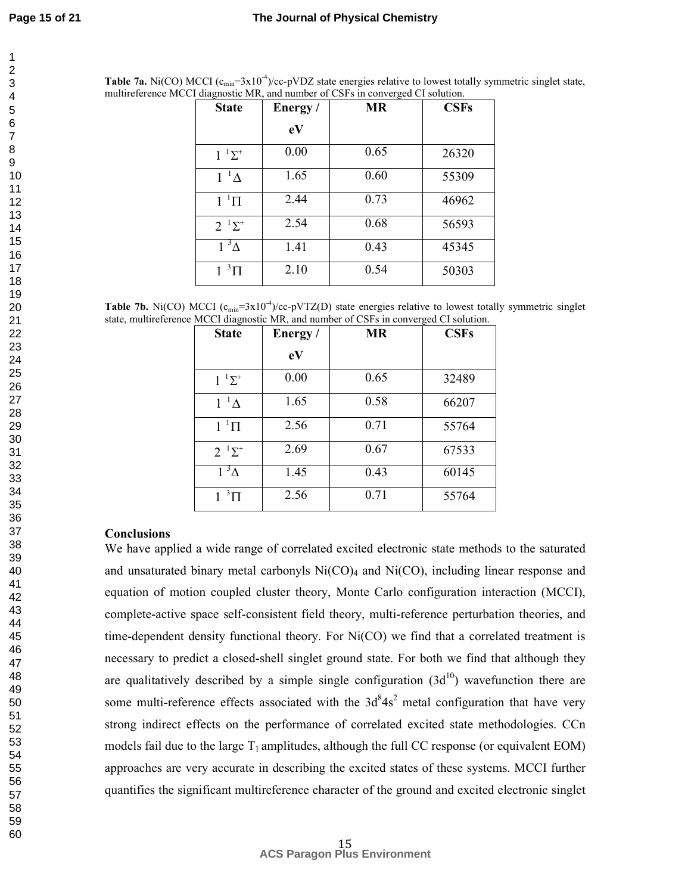**Table 7a.** Ni(CO) MCCI ($c_{min}$=3x10$^{-4}$)/cc-pVDZ state energies relative to lowest totally symmetric singlet state, multireference MCCI diagnostic MR, and number of CSFs in converged CI solution.

| State | Energy / eV | MR | CSFs |
|---|---|---|---|
| 1 $^1\Sigma^+$ | 0.00 | 0.65 | 26320 |
| 1 $^1\Delta$ | 1.65 | 0.60 | 55309 |
| 1 $^1\Pi$ | 2.44 | 0.73 | 46962 |
| 2 $^1\Sigma^+$ | 2.54 | 0.68 | 56593 |
| 1 $^3\Delta$ | 1.41 | 0.43 | 45345 |
| 1 $^3\Pi$ | 2.10 | 0.54 | 50303 |

**Table 7b.** Ni(CO) MCCI ($c_{min}$=3x10$^{-4}$)/cc-pVTZ(D) state energies relative to lowest totally symmetric singlet state, multireference MCCI diagnostic MR, and number of CSFs in converged CI solution.

| State | Energy / eV | MR | CSFs |
|---|---|---|---|
| 1 $^1\Sigma^+$ | 0.00 | 0.65 | 32489 |
| 1 $^1\Delta$ | 1.65 | 0.58 | 66207 |
| 1 $^1\Pi$ | 2.56 | 0.71 | 55764 |
| 2 $^1\Sigma^+$ | 2.69 | 0.67 | 67533 |
| 1 $^3\Delta$ | 1.45 | 0.43 | 60145 |
| 1 $^3\Pi$ | 2.56 | 0.71 | 55764 |

## Conclusions

We have applied a wide range of correlated excited electronic state methods to the saturated and unsaturated binary metal carbonyls $Ni(CO)_4$ and Ni(CO), including linear response and equation of motion coupled cluster theory, Monte Carlo configuration interaction (MCCI), complete-active space self-consistent field theory, multi-reference perturbation theories, and time-dependent density functional theory. For Ni(CO) we find that a correlated treatment is necessary to predict a closed-shell singlet ground state. For both we find that although they are qualitatively described by a simple single configuration ($3d^{10}$) wavefunction there are some multi-reference effects associated with the $3d^8 4s^2$ metal configuration that have very strong indirect effects on the performance of correlated excited state methodologies. CCn models fail due to the large $T_1$ amplitudes, although the full CC response (or equivalent EOM) approaches are very accurate in describing the excited states of these systems. MCCI further quantifies the significant multireference character of the ground and excited electronic singlet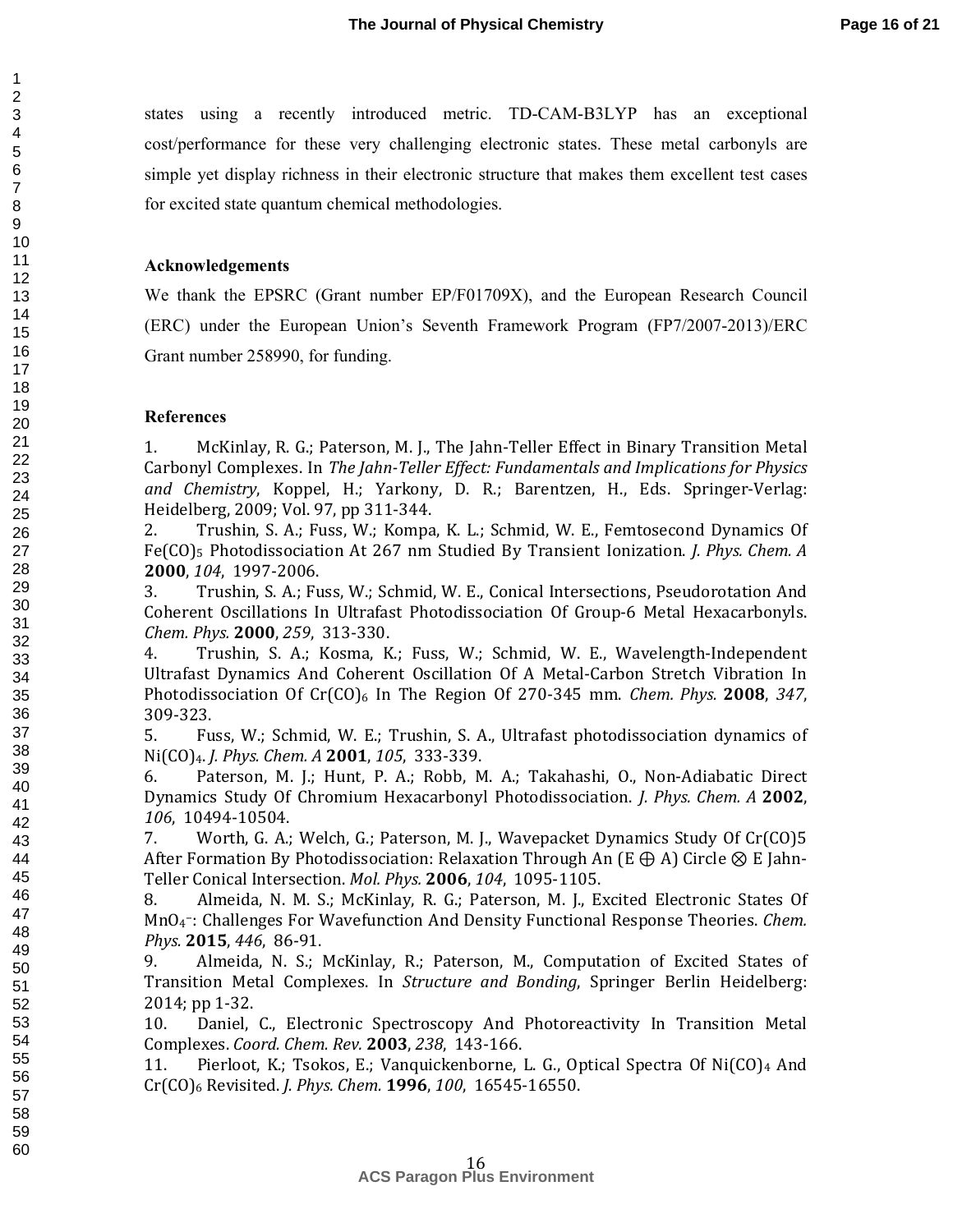states using a recently introduced metric. TD-CAM-B3LYP has an exceptional cost/performance for these very challenging electronic states. These metal carbonyls are simple yet display richness in their electronic structure that makes them excellent test cases for excited state quantum chemical methodologies.

## Acknowledgements

We thank the EPSRC (Grant number EP/F01709X), and the European Research Council (ERC) under the European Union's Seventh Framework Program (FP7/2007-2013)/ERC Grant number 258990, for funding.

## References

1. McKinlay, R. G.; Paterson, M. J., The Jahn-Teller Effect in Binary Transition Metal Carbonyl Complexes. In *The Jahn-Teller Effect: Fundamentals and Implications for Physics and Chemistry*, Koppel, H.; Yarkony, D. R.; Barentzen, H., Eds. Springer-Verlag: Heidelberg, 2009; Vol. 97, pp 311-344.
2. Trushin, S. A.; Fuss, W.; Kompa, K. L.; Schmid, W. E., Femtosecond Dynamics Of $Fe(CO)_5$ Photodissociation At 267 nm Studied By Transient Ionization. *J. Phys. Chem. A* **2000**, *104*, 1997-2006.
3. Trushin, S. A.; Fuss, W.; Schmid, W. E., Conical Intersections, Pseudorotation And Coherent Oscillations In Ultrafast Photodissociation Of Group-6 Metal Hexacarbonyls. *Chem. Phys.* **2000**, *259*, 313-330.
4. Trushin, S. A.; Kosma, K.; Fuss, W.; Schmid, W. E., Wavelength-Independent Ultrafast Dynamics And Coherent Oscillation Of A Metal-Carbon Stretch Vibration In Photodissociation Of $Cr(CO)_6$ In The Region Of 270-345 mm. *Chem. Phys.* **2008**, *347*, 309-323.
5. Fuss, W.; Schmid, W. E.; Trushin, S. A., Ultrafast photodissociation dynamics of $Ni(CO)_4$. *J. Phys. Chem. A* **2001**, *105*, 333-339.
6. Paterson, M. J.; Hunt, P. A.; Robb, M. A.; Takahashi, O., Non-Adiabatic Direct Dynamics Study Of Chromium Hexacarbonyl Photodissociation. *J. Phys. Chem. A* **2002**, *106*, 10494-10504.
7. Worth, G. A.; Welch, G.; Paterson, M. J., Wavepacket Dynamics Study Of Cr(CO)5 After Formation By Photodissociation: Relaxation Through An $(E \oplus A)$ Circle $\otimes$ E Jahn-Teller Conical Intersection. *Mol. Phys.* **2006**, *104*, 1095-1105.
8. Almeida, N. M. S.; McKinlay, R. G.; Paterson, M. J., Excited Electronic States Of $MnO_4^-$: Challenges For Wavefunction And Density Functional Response Theories. *Chem. Phys.* **2015**, *446*, 86-91.
9. Almeida, N. S.; McKinlay, R.; Paterson, M., Computation of Excited States of Transition Metal Complexes. In *Structure and Bonding*, Springer Berlin Heidelberg: 2014; pp 1-32.
10. Daniel, C., Electronic Spectroscopy And Photoreactivity In Transition Metal Complexes. *Coord. Chem. Rev.* **2003**, *238*, 143-166.
11. Pierloot, K.; Tsokos, E.; Vanquickenborne, L. G., Optical Spectra Of $Ni(CO)_4$ And $Cr(CO)_6$ Revisited. *J. Phys. Chem.* **1996**, *100*, 16545-16550.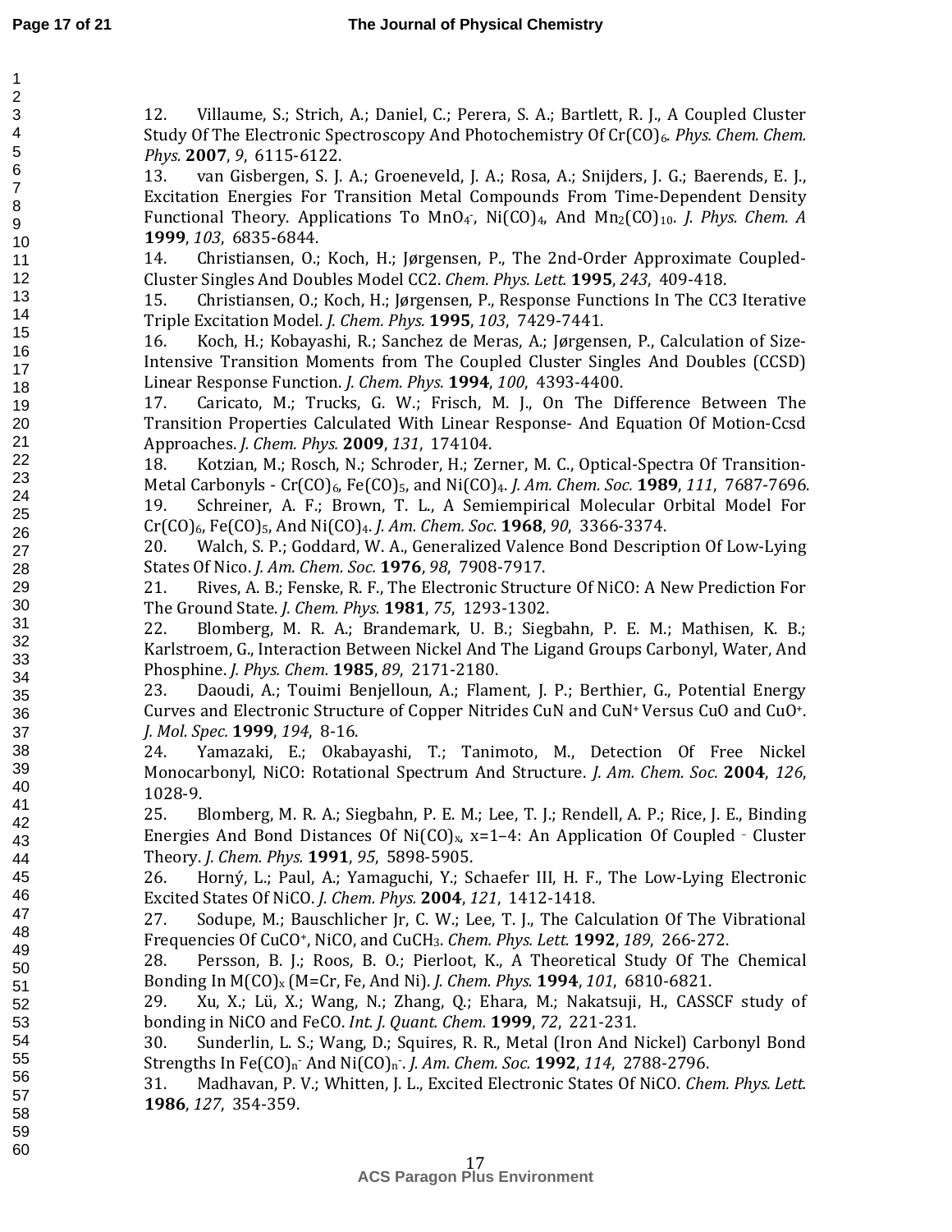12. Villaume, S.; Strich, A.; Daniel, C.; Perera, S. A.; Bartlett, R. J., A Coupled Cluster Study Of The Electronic Spectroscopy And Photochemistry Of $Cr(CO)_6$. *Phys. Chem. Chem. Phys.* **2007**, *9*, 6115-6122.

13. van Gisbergen, S. J. A.; Groeneveld, J. A.; Rosa, A.; Snijders, J. G.; Baerends, E. J., Excitation Energies For Transition Metal Compounds From Time-Dependent Density Functional Theory. Applications To $MnO_4^-$, $Ni(CO)_4$, And $Mn_2(CO)_{10}$. *J. Phys. Chem. A* **1999**, *103*, 6835-6844.

14. Christiansen, O.; Koch, H.; Jørgensen, P., The 2nd-Order Approximate Coupled-Cluster Singles And Doubles Model CC2. *Chem. Phys. Lett.* **1995**, *243*, 409-418.

15. Christiansen, O.; Koch, H.; Jørgensen, P., Response Functions In The CC3 Iterative Triple Excitation Model. *J. Chem. Phys.* **1995**, *103*, 7429-7441.

16. Koch, H.; Kobayashi, R.; Sanchez de Meras, A.; Jørgensen, P., Calculation of Size-Intensive Transition Moments from The Coupled Cluster Singles And Doubles (CCSD) Linear Response Function. *J. Chem. Phys.* **1994**, *100*, 4393-4400.

17. Caricato, M.; Trucks, G. W.; Frisch, M. J., On The Difference Between The Transition Properties Calculated With Linear Response- And Equation Of Motion-Ccsd Approaches. *J. Chem. Phys.* **2009**, *131*, 174104.

18. Kotzian, M.; Rosch, N.; Schroder, H.; Zerner, M. C., Optical-Spectra Of Transition-Metal Carbonyls - $Cr(CO)_6$, $Fe(CO)_5$, and $Ni(CO)_4$. *J. Am. Chem. Soc.* **1989**, *111*, 7687-7696.

19. Schreiner, A. F.; Brown, T. L., A Semiempirical Molecular Orbital Model For $Cr(CO)_6$, $Fe(CO)_5$, And $Ni(CO)_4$. *J. Am. Chem. Soc.* **1968**, *90*, 3366-3374.

20. Walch, S. P.; Goddard, W. A., Generalized Valence Bond Description Of Low-Lying States Of Nico. *J. Am. Chem. Soc.* **1976**, *98*, 7908-7917.

21. Rives, A. B.; Fenske, R. F., The Electronic Structure Of NiCO: A New Prediction For The Ground State. *J. Chem. Phys.* **1981**, *75*, 1293-1302.

22. Blomberg, M. R. A.; Brandemark, U. B.; Siegbahn, P. E. M.; Mathisen, K. B.; Karlstroem, G., Interaction Between Nickel And The Ligand Groups Carbonyl, Water, And Phosphine. *J. Phys. Chem.* **1985**, *89*, 2171-2180.

23. Daoudi, A.; Touimi Benjelloun, A.; Flament, J. P.; Berthier, G., Potential Energy Curves and Electronic Structure of Copper Nitrides CuN and $CuN^+$ Versus CuO and $CuO^+$. *J. Mol. Spec.* **1999**, *194*, 8-16.

24. Yamazaki, E.; Okabayashi, T.; Tanimoto, M., Detection Of Free Nickel Monocarbonyl, NiCO: Rotational Spectrum And Structure. *J. Am. Chem. Soc.* **2004**, *126*, 1028-9.

25. Blomberg, M. R. A.; Siegbahn, P. E. M.; Lee, T. J.; Rendell, A. P.; Rice, J. E., Binding Energies And Bond Distances Of $Ni(CO)_x$, x=1–4: An Application Of Coupled - Cluster Theory. *J. Chem. Phys.* **1991**, *95*, 5898-5905.

26. Horný, L.; Paul, A.; Yamaguchi, Y.; Schaefer III, H. F., The Low-Lying Electronic Excited States Of NiCO. *J. Chem. Phys.* **2004**, *121*, 1412-1418.

27. Sodupe, M.; Bauschlicher Jr, C. W.; Lee, T. J., The Calculation Of The Vibrational Frequencies Of $CuCO^+$, NiCO, and $CuCH_3$. *Chem. Phys. Lett.* **1992**, *189*, 266-272.

28. Persson, B. J.; Roos, B. O.; Pierloot, K., A Theoretical Study Of The Chemical Bonding In $M(CO)_x$ (M=Cr, Fe, And Ni). *J. Chem. Phys.* **1994**, *101*, 6810-6821.

29. Xu, X.; Lü, X.; Wang, N.; Zhang, Q.; Ehara, M.; Nakatsuji, H., CASSCF study of bonding in NiCO and FeCO. *Int. J. Quant. Chem.* **1999**, *72*, 221-231.

30. Sunderlin, L. S.; Wang, D.; Squires, R. R., Metal (Iron And Nickel) Carbonyl Bond Strengths In $Fe(CO)_n^-$ And $Ni(CO)_n^-$. *J. Am. Chem. Soc.* **1992**, *114*, 2788-2796.

31. Madhavan, P. V.; Whitten, J. L., Excited Electronic States Of NiCO. *Chem. Phys. Lett.* **1986**, *127*, 354-359.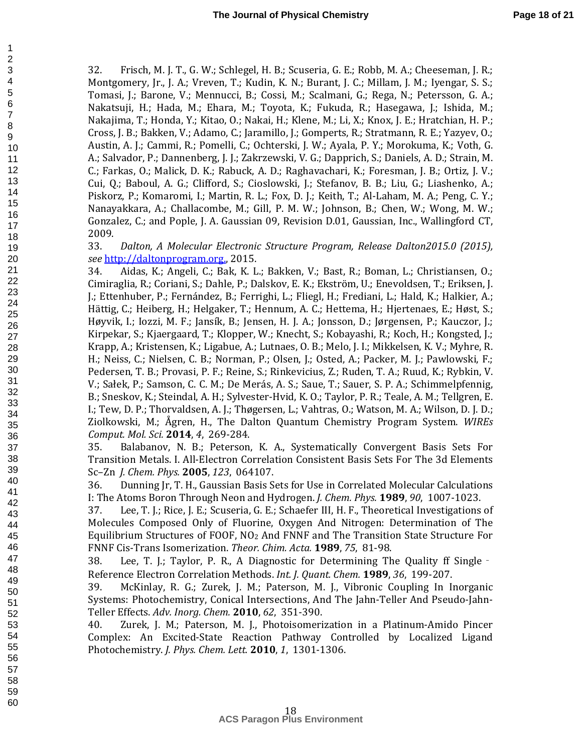32. Frisch, M. J. T., G. W.; Schlegel, H. B.; Scuseria, G. E.; Robb, M. A.; Cheeseman, J. R.; Montgomery, Jr., J. A.; Vreven, T.; Kudin, K. N.; Burant, J. C.; Millam, J. M.; Iyengar, S. S.; Tomasi, J.; Barone, V.; Mennucci, B.; Cossi, M.; Scalmani, G.; Rega, N.; Petersson, G. A.; Nakatsuji, H.; Hada, M.; Ehara, M.; Toyota, K.; Fukuda, R.; Hasegawa, J.; Ishida, M.; Nakajima, T.; Honda, Y.; Kitao, O.; Nakai, H.; Klene, M.; Li, X.; Knox, J. E.; Hratchian, H. P.; Cross, J. B.; Bakken, V.; Adamo, C.; Jaramillo, J.; Gomperts, R.; Stratmann, R. E.; Yazyev, O.; Austin, A. J.; Cammi, R.; Pomelli, C.; Ochterski, J. W.; Ayala, P. Y.; Morokuma, K.; Voth, G. A.; Salvador, P.; Dannenberg, J. J.; Zakrzewski, V. G.; Dapprich, S.; Daniels, A. D.; Strain, M. C.; Farkas, O.; Malick, D. K.; Rabuck, A. D.; Raghavachari, K.; Foresman, J. B.; Ortiz, J. V.; Cui, Q.; Baboul, A. G.; Clifford, S.; Cioslowski, J.; Stefanov, B. B.; Liu, G.; Liashenko, A.; Piskorz, P.; Komaromi, I.; Martin, R. L.; Fox, D. J.; Keith, T.; Al-Laham, M. A.; Peng, C. Y.; Nanayakkara, A.; Challacombe, M.; Gill, P. M. W.; Johnson, B.; Chen, W.; Wong, M. W.; Gonzalez, C.; and Pople, J. A. Gaussian 09, Revision D.01, Gaussian, Inc., Wallingford CT, 2009.

33. *Dalton, A Molecular Electronic Structure Program, Release Dalton2015.0 (2015), see* http://daltonprogram.org., 2015.

34. Aidas, K.; Angeli, C.; Bak, K. L.; Bakken, V.; Bast, R.; Boman, L.; Christiansen, O.; Cimiraglia, R.; Coriani, S.; Dahle, P.; Dalskov, E. K.; Ekström, U.; Enevoldsen, T.; Eriksen, J. J.; Ettenhuber, P.; Fernández, B.; Ferrighi, L.; Fliegl, H.; Frediani, L.; Hald, K.; Halkier, A.; Hättig, C.; Heiberg, H.; Helgaker, T.; Hennum, A. C.; Hettema, H.; Hjertenaes, E.; Høst, S.; Høyvik, I.; Iozzi, M. F.; Jansík, B.; Jensen, H. J. A.; Jonsson, D.; Jørgensen, P.; Kauczor, J.; Kirpekar, S.; Kjaergaard, T.; Klopper, W.; Knecht, S.; Kobayashi, R.; Koch, H.; Kongsted, J.; Krapp, A.; Kristensen, K.; Ligabue, A.; Lutnaes, O. B.; Melo, J. I.; Mikkelsen, K. V.; Myhre, R. H.; Neiss, C.; Nielsen, C. B.; Norman, P.; Olsen, J.; Osted, A.; Packer, M. J.; Pawlowski, F.; Pedersen, T. B.; Provasi, P. F.; Reine, S.; Rinkevicius, Z.; Ruden, T. A.; Ruud, K.; Rybkin, V. V.; Sałek, P.; Samson, C. C. M.; De Merás, A. S.; Saue, T.; Sauer, S. P. A.; Schimmelpfennig, B.; Sneskov, K.; Steindal, A. H.; Sylvester-Hvid, K. O.; Taylor, P. R.; Teale, A. M.; Tellgren, E. I.; Tew, D. P.; Thorvaldsen, A. J.; Thøgersen, L.; Vahtras, O.; Watson, M. A.; Wilson, D. J. D.; Ziolkowski, M.; Ågren, H., The Dalton Quantum Chemistry Program System. *WIREs Comput. Mol. Sci.* **2014**, *4*, 269-284.

35. Balabanov, N. B.; Peterson, K. A., Systematically Convergent Basis Sets For Transition Metals. I. All-Electron Correlation Consistent Basis Sets For The 3d Elements Sc–Zn *J. Chem. Phys.* **2005**, *123*, 064107.

36. Dunning Jr, T. H., Gaussian Basis Sets for Use in Correlated Molecular Calculations I: The Atoms Boron Through Neon and Hydrogen. *J. Chem. Phys.* **1989**, *90*, 1007-1023.

37. Lee, T. J.; Rice, J. E.; Scuseria, G. E.; Schaefer III, H. F., Theoretical Investigations of Molecules Composed Only of Fluorine, Oxygen And Nitrogen: Determination of The Equilibrium Structures of FOOF, $NO_2$ And FNNF and The Transition State Structure For FNNF Cis-Trans Isomerization. *Theor. Chim. Acta.* **1989**, *75*, 81-98.

38. Lee, T. J.; Taylor, P. R., A Diagnostic for Determining The Quality ff Single‐Reference Electron Correlation Methods. *Int. J. Quant. Chem.* **1989**, *36*, 199-207.

39. McKinlay, R. G.; Zurek, J. M.; Paterson, M. J., Vibronic Coupling In Inorganic Systems: Photochemistry, Conical Intersections, And The Jahn-Teller And Pseudo-Jahn-Teller Effects. *Adv. Inorg. Chem.* **2010**, *62*, 351-390.

40. Zurek, J. M.; Paterson, M. J., Photoisomerization in a Platinum-Amido Pincer Complex: An Excited-State Reaction Pathway Controlled by Localized Ligand Photochemistry. *J. Phys. Chem. Lett.* **2010**, *1*, 1301-1306.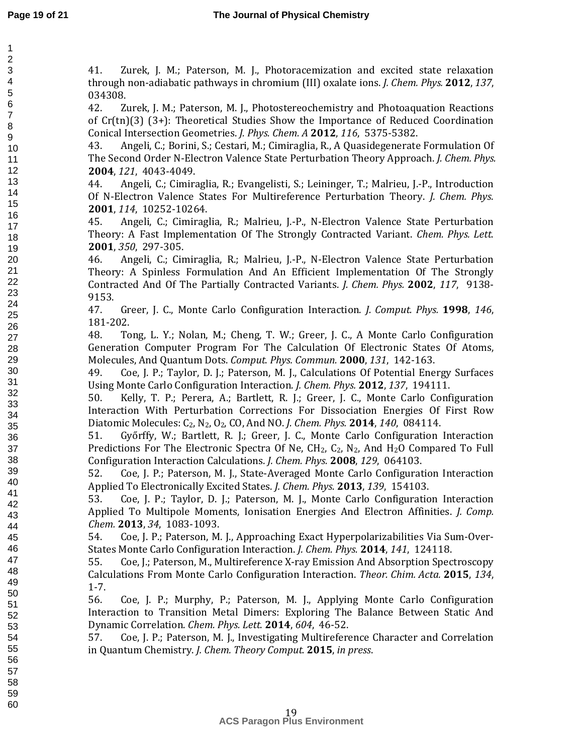41. Zurek, J. M.; Paterson, M. J., Photoracemization and excited state relaxation through non-adiabatic pathways in chromium (III) oxalate ions. *J. Chem. Phys.* **2012**, *137*, 034308.

42. Zurek, J. M.; Paterson, M. J., Photostereochemistry and Photoaquation Reactions of Cr(tn)(3) (3+): Theoretical Studies Show the Importance of Reduced Coordination Conical Intersection Geometries. *J. Phys. Chem. A* **2012**, *116*, 5375-5382.

43. Angeli, C.; Borini, S.; Cestari, M.; Cimiraglia, R., A Quasidegenerate Formulation Of The Second Order N-Electron Valence State Perturbation Theory Approach. *J. Chem. Phys.* **2004**, *121*, 4043-4049.

44. Angeli, C.; Cimiraglia, R.; Evangelisti, S.; Leininger, T.; Malrieu, J.-P., Introduction Of N-Electron Valence States For Multireference Perturbation Theory. *J. Chem. Phys.* **2001**, *114*, 10252-10264.

45. Angeli, C.; Cimiraglia, R.; Malrieu, J.-P., N-Electron Valence State Perturbation Theory: A Fast Implementation Of The Strongly Contracted Variant. *Chem. Phys. Lett.* **2001**, *350*, 297-305.

46. Angeli, C.; Cimiraglia, R.; Malrieu, J.-P., N-Electron Valence State Perturbation Theory: A Spinless Formulation And An Efficient Implementation Of The Strongly Contracted And Of The Partially Contracted Variants. *J. Chem. Phys.* **2002**, *117*, 9138-9153.

47. Greer, J. C., Monte Carlo Configuration Interaction. *J. Comput. Phys.* **1998**, *146*, 181-202.

48. Tong, L. Y.; Nolan, M.; Cheng, T. W.; Greer, J. C., A Monte Carlo Configuration Generation Computer Program For The Calculation Of Electronic States Of Atoms, Molecules, And Quantum Dots. *Comput. Phys. Commun.* **2000**, *131*, 142-163.

49. Coe, J. P.; Taylor, D. J.; Paterson, M. J., Calculations Of Potential Energy Surfaces Using Monte Carlo Configuration Interaction. *J. Chem. Phys.* **2012**, *137*, 194111.

50. Kelly, T. P.; Perera, A.; Bartlett, R. J.; Greer, J. C., Monte Carlo Configuration Interaction With Perturbation Corrections For Dissociation Energies Of First Row Diatomic Molecules: $C_2$, $N_2$, $O_2$, CO, And NO. *J. Chem. Phys.* **2014**, *140*, 084114.

51. Győrffy, W.; Bartlett, R. J.; Greer, J. C., Monte Carlo Configuration Interaction Predictions For The Electronic Spectra Of Ne, $CH_2$, $C_2$, $N_2$, And $H_2O$ Compared To Full Configuration Interaction Calculations. *J. Chem. Phys.* **2008**, *129*, 064103.

52. Coe, J. P.; Paterson, M. J., State-Averaged Monte Carlo Configuration Interaction Applied To Electronically Excited States. *J. Chem. Phys.* **2013**, *139*, 154103.

53. Coe, J. P.; Taylor, D. J.; Paterson, M. J., Monte Carlo Configuration Interaction Applied To Multipole Moments, Ionisation Energies And Electron Affinities. *J. Comp. Chem.* **2013**, *34*, 1083-1093.

54. Coe, J. P.; Paterson, M. J., Approaching Exact Hyperpolarizabilities Via Sum-Over-States Monte Carlo Configuration Interaction. *J. Chem. Phys.* **2014**, *141*, 124118.

55. Coe, J.; Paterson, M., Multireference X-ray Emission And Absorption Spectroscopy Calculations From Monte Carlo Configuration Interaction. *Theor. Chim. Acta.* **2015**, *134*, 1-7.

56. Coe, J. P.; Murphy, P.; Paterson, M. J., Applying Monte Carlo Configuration Interaction to Transition Metal Dimers: Exploring The Balance Between Static And Dynamic Correlation. *Chem. Phys. Lett.* **2014**, *604*, 46-52.

57. Coe, J. P.; Paterson, M. J., Investigating Multireference Character and Correlation in Quantum Chemistry. *J. Chem. Theory Comput.* **2015**, *in press*.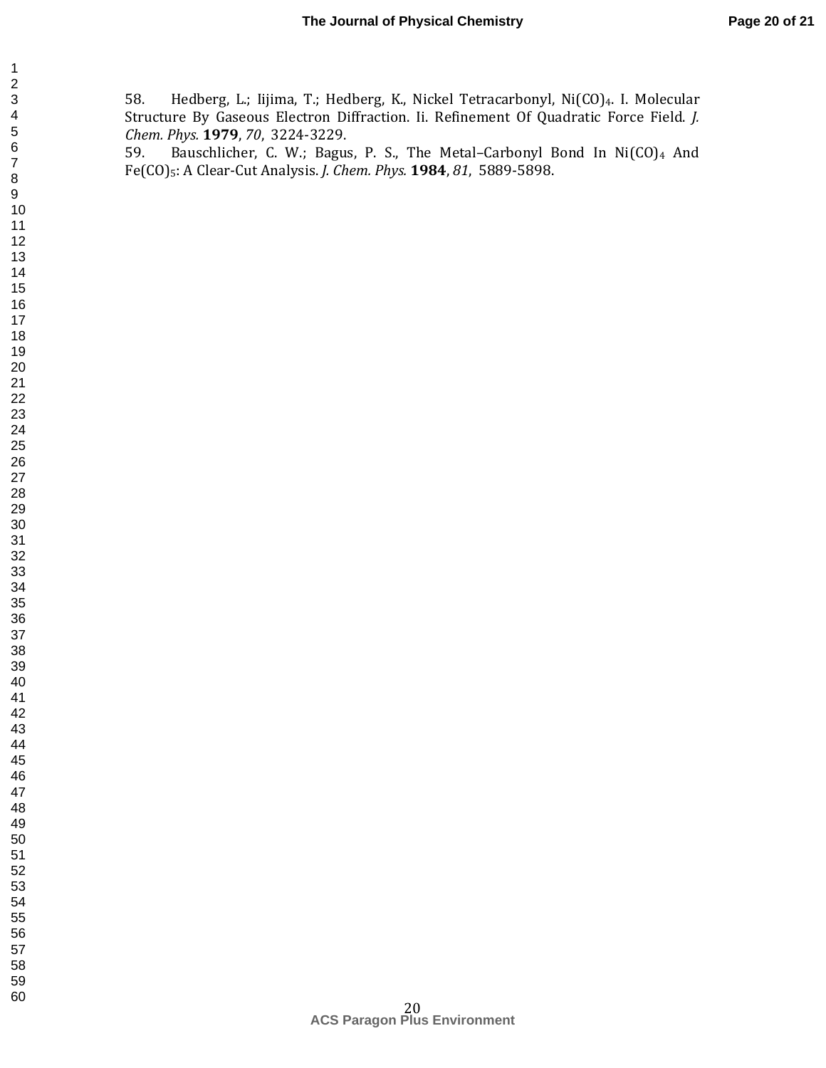58. Hedberg, L.; Iijima, T.; Hedberg, K., Nickel Tetracarbonyl, $Ni(CO)_4$. I. Molecular Structure By Gaseous Electron Diffraction. Ii. Refinement Of Quadratic Force Field. *J. Chem. Phys.* **1979**, *70*, 3224-3229.

59. Bauschlicher, C. W.; Bagus, P. S., The Metal–Carbonyl Bond In $Ni(CO)_4$ And $Fe(CO)_5$: A Clear-Cut Analysis. *J. Chem. Phys.* **1984**, *81*, 5889-5898.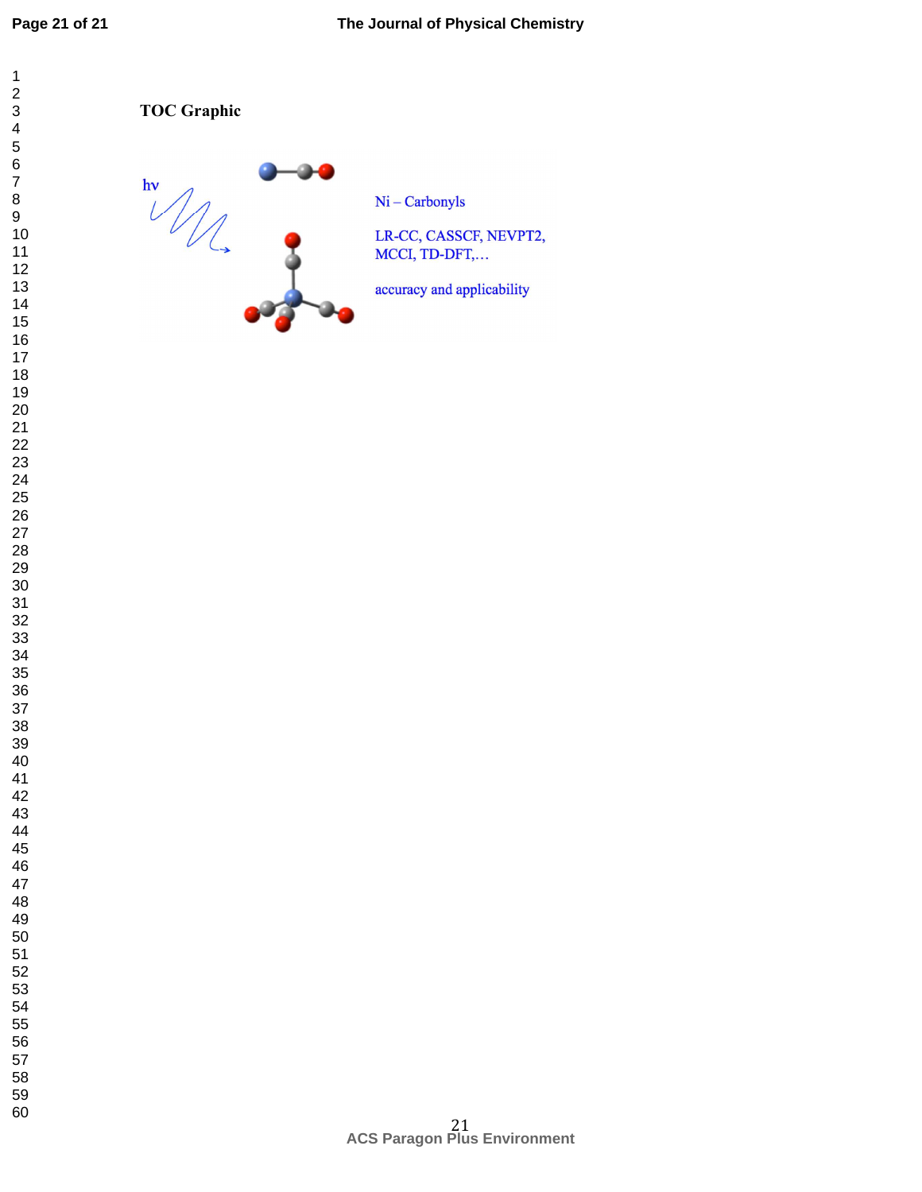## TOC Graphic

hν

Ni – Carbonyls

LR-CC, CASSCF, NEVPT2, MCCI, TD-DFT,…

accuracy and applicability